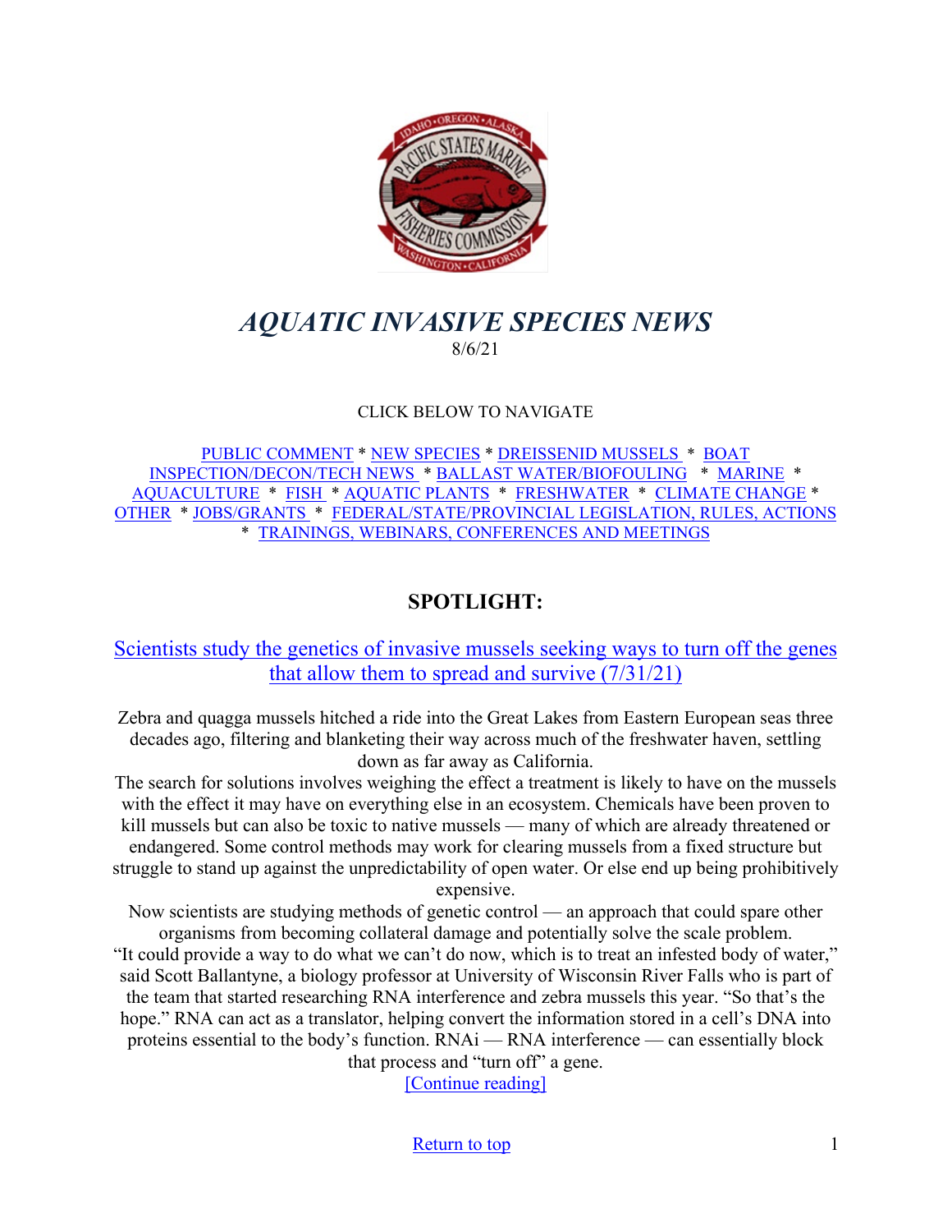# *AQUATIC INVASIVE SPECIES NEWS*

8/6/21

CLICK BELOW TO NAVIGATE

PUBLIC COMMENT * NEW SPECIES * DREISSENID MUSSELS * BOAT INSPECTION/DECON/TECH NEWS * BALLAST WATER/BIOFOULING * MARINE * AQUACULTURE * FISH * AQUATIC PLANTS * FRESHWATER * CLIMATE CHANGE * OTHER * JOBS/GRANTS * FEDERAL/STATE/PROVINCIAL LEGISLATION, RULES, ACTIONS * TRAININGS, WEBINARS, CONFERENCES AND MEETINGS

## SPOTLIGHT:

### Scientists study the genetics of invasive mussels seeking ways to turn off the genes that allow them to spread and survive (7/31/21)

Zebra and quagga mussels hitched a ride into the Great Lakes from Eastern European seas three decades ago, filtering and blanketing their way across much of the freshwater haven, settling down as far away as California.

The search for solutions involves weighing the effect a treatment is likely to have on the mussels with the effect it may have on everything else in an ecosystem. Chemicals have been proven to kill mussels but can also be toxic to native mussels — many of which are already threatened or endangered. Some control methods may work for clearing mussels from a fixed structure but struggle to stand up against the unpredictability of open water. Or else end up being prohibitively expensive.

Now scientists are studying methods of genetic control — an approach that could spare other organisms from becoming collateral damage and potentially solve the scale problem.

"It could provide a way to do what we can't do now, which is to treat an infested body of water," said Scott Ballantyne, a biology professor at University of Wisconsin River Falls who is part of the team that started researching RNA interference and zebra mussels this year. "So that's the hope." RNA can act as a translator, helping convert the information stored in a cell's DNA into proteins essential to the body's function. RNAi — RNA interference — can essentially block that process and "turn off" a gene.

[Continue reading]

Return to top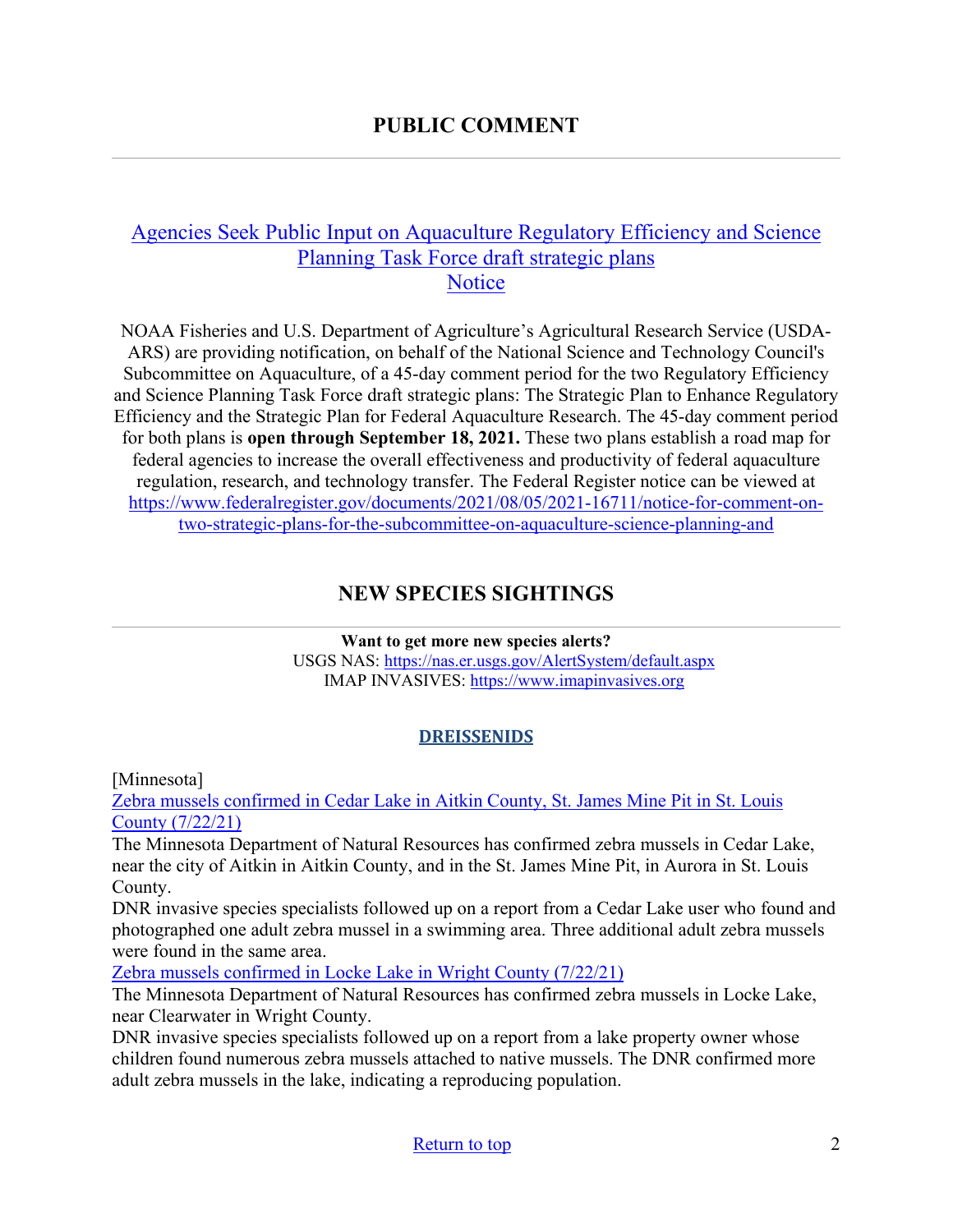## PUBLIC COMMENT

[Agencies Seek Public Input on Aquaculture Regulatory Efficiency and Science Planning Task Force draft strategic plans](#)
[Notice](#)

NOAA Fisheries and U.S. Department of Agriculture's Agricultural Research Service (USDA-ARS) are providing notification, on behalf of the National Science and Technology Council's Subcommittee on Aquaculture, of a 45-day comment period for the two Regulatory Efficiency and Science Planning Task Force draft strategic plans: The Strategic Plan to Enhance Regulatory Efficiency and the Strategic Plan for Federal Aquaculture Research. The 45-day comment period for both plans is **open through September 18, 2021.** These two plans establish a road map for federal agencies to increase the overall effectiveness and productivity of federal aquaculture regulation, research, and technology transfer. The Federal Register notice can be viewed at https://www.federalregister.gov/documents/2021/08/05/2021-16711/notice-for-comment-on-two-strategic-plans-for-the-subcommittee-on-aquaculture-science-planning-and

## NEW SPECIES SIGHTINGS

**Want to get more new species alerts?**
USGS NAS: https://nas.er.usgs.gov/AlertSystem/default.aspx
IMAP INVASIVES: https://www.imapinvasives.org

### DREISSENIDS

[Minnesota]

[Zebra mussels confirmed in Cedar Lake in Aitkin County, St. James Mine Pit in St. Louis County (7/22/21)](#)

The Minnesota Department of Natural Resources has confirmed zebra mussels in Cedar Lake, near the city of Aitkin in Aitkin County, and in the St. James Mine Pit, in Aurora in St. Louis County.

DNR invasive species specialists followed up on a report from a Cedar Lake user who found and photographed one adult zebra mussel in a swimming area. Three additional adult zebra mussels were found in the same area.

[Zebra mussels confirmed in Locke Lake in Wright County (7/22/21)](#)

The Minnesota Department of Natural Resources has confirmed zebra mussels in Locke Lake, near Clearwater in Wright County.

DNR invasive species specialists followed up on a report from a lake property owner whose children found numerous zebra mussels attached to native mussels. The DNR confirmed more adult zebra mussels in the lake, indicating a reproducing population.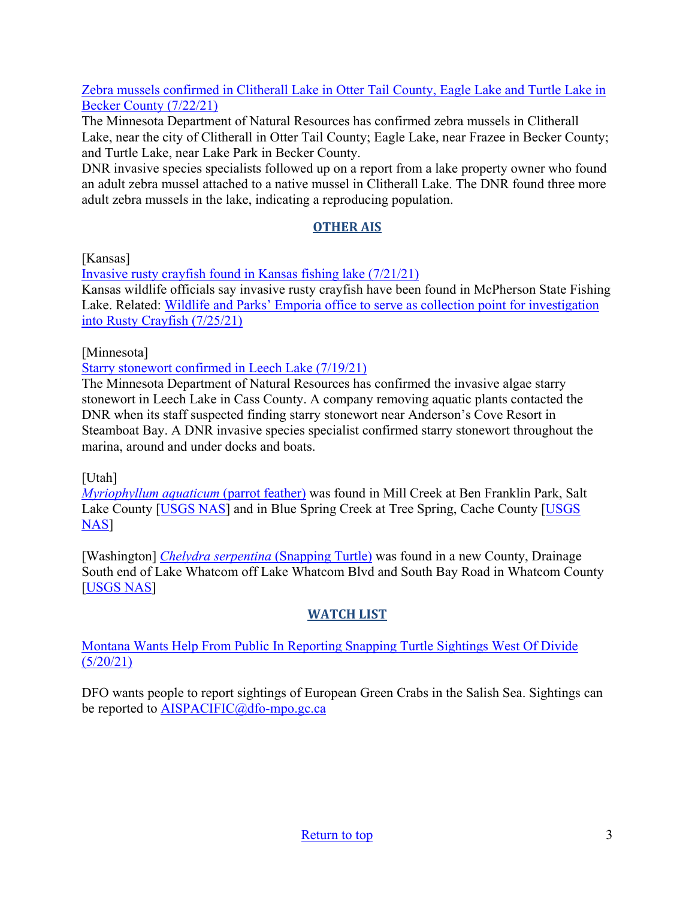Zebra mussels confirmed in Clitherall Lake in Otter Tail County, Eagle Lake and Turtle Lake in Becker County (7/22/21)
The Minnesota Department of Natural Resources has confirmed zebra mussels in Clitherall Lake, near the city of Clitherall in Otter Tail County; Eagle Lake, near Frazee in Becker County; and Turtle Lake, near Lake Park in Becker County.
DNR invasive species specialists followed up on a report from a lake property owner who found an adult zebra mussel attached to a native mussel in Clitherall Lake. The DNR found three more adult zebra mussels in the lake, indicating a reproducing population.

## OTHER AIS

[Kansas]
Invasive rusty crayfish found in Kansas fishing lake (7/21/21)
Kansas wildlife officials say invasive rusty crayfish have been found in McPherson State Fishing Lake. Related: Wildlife and Parks' Emporia office to serve as collection point for investigation into Rusty Crayfish (7/25/21)

[Minnesota]
Starry stonewort confirmed in Leech Lake (7/19/21)
The Minnesota Department of Natural Resources has confirmed the invasive algae starry stonewort in Leech Lake in Cass County. A company removing aquatic plants contacted the DNR when its staff suspected finding starry stonewort near Anderson's Cove Resort in Steamboat Bay. A DNR invasive species specialist confirmed starry stonewort throughout the marina, around and under docks and boats.

[Utah]
*Myriophyllum aquaticum* (parrot feather) was found in Mill Creek at Ben Franklin Park, Salt Lake County [USGS NAS] and in Blue Spring Creek at Tree Spring, Cache County [USGS NAS]

[Washington] *Chelydra serpentina* (Snapping Turtle) was found in a new County, Drainage South end of Lake Whatcom off Lake Whatcom Blvd and South Bay Road in Whatcom County [USGS NAS]

## WATCH LIST

Montana Wants Help From Public In Reporting Snapping Turtle Sightings West Of Divide (5/20/21)

DFO wants people to report sightings of European Green Crabs in the Salish Sea. Sightings can be reported to AISPACIFIC@dfo-mpo.gc.ca

Return to top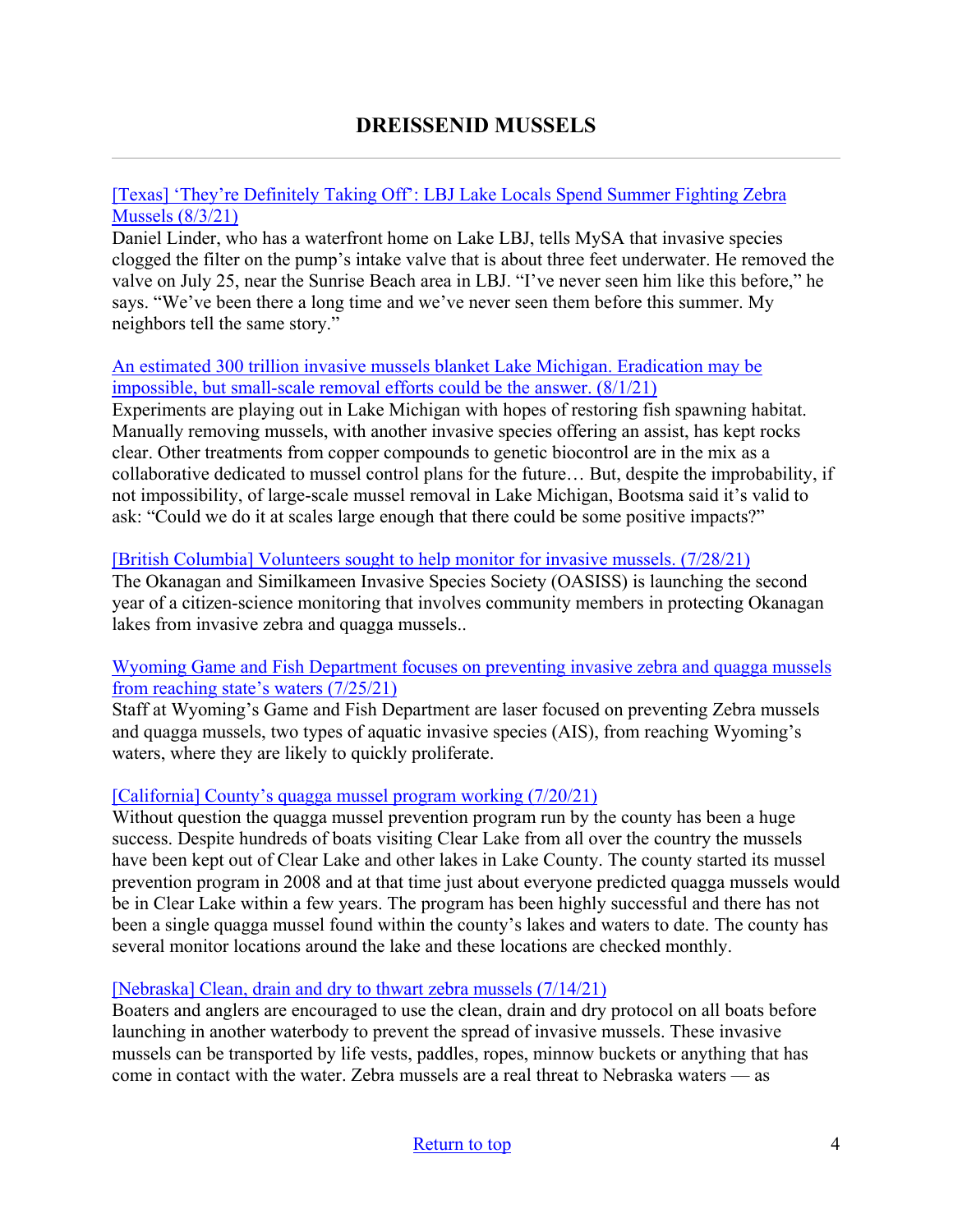## DREISSENID MUSSELS

[Texas] 'They're Definitely Taking Off': LBJ Lake Locals Spend Summer Fighting Zebra Mussels (8/3/21)

Daniel Linder, who has a waterfront home on Lake LBJ, tells MySA that invasive species clogged the filter on the pump's intake valve that is about three feet underwater. He removed the valve on July 25, near the Sunrise Beach area in LBJ. "I've never seen him like this before," he says. "We've been there a long time and we've never seen them before this summer. My neighbors tell the same story."

An estimated 300 trillion invasive mussels blanket Lake Michigan. Eradication may be impossible, but small-scale removal efforts could be the answer. (8/1/21)

Experiments are playing out in Lake Michigan with hopes of restoring fish spawning habitat. Manually removing mussels, with another invasive species offering an assist, has kept rocks clear. Other treatments from copper compounds to genetic biocontrol are in the mix as a collaborative dedicated to mussel control plans for the future… But, despite the improbability, if not impossibility, of large-scale mussel removal in Lake Michigan, Bootsma said it's valid to ask: "Could we do it at scales large enough that there could be some positive impacts?"

[British Columbia] Volunteers sought to help monitor for invasive mussels. (7/28/21)

The Okanagan and Similkameen Invasive Species Society (OASISS) is launching the second year of a citizen-science monitoring that involves community members in protecting Okanagan lakes from invasive zebra and quagga mussels..

Wyoming Game and Fish Department focuses on preventing invasive zebra and quagga mussels from reaching state's waters (7/25/21)

Staff at Wyoming's Game and Fish Department are laser focused on preventing Zebra mussels and quagga mussels, two types of aquatic invasive species (AIS), from reaching Wyoming's waters, where they are likely to quickly proliferate.

[California] County's quagga mussel program working (7/20/21)

Without question the quagga mussel prevention program run by the county has been a huge success. Despite hundreds of boats visiting Clear Lake from all over the country the mussels have been kept out of Clear Lake and other lakes in Lake County. The county started its mussel prevention program in 2008 and at that time just about everyone predicted quagga mussels would be in Clear Lake within a few years. The program has been highly successful and there has not been a single quagga mussel found within the county's lakes and waters to date. The county has several monitor locations around the lake and these locations are checked monthly.

[Nebraska] Clean, drain and dry to thwart zebra mussels (7/14/21)

Boaters and anglers are encouraged to use the clean, drain and dry protocol on all boats before launching in another waterbody to prevent the spread of invasive mussels. These invasive mussels can be transported by life vests, paddles, ropes, minnow buckets or anything that has come in contact with the water. Zebra mussels are a real threat to Nebraska waters — as

Return to top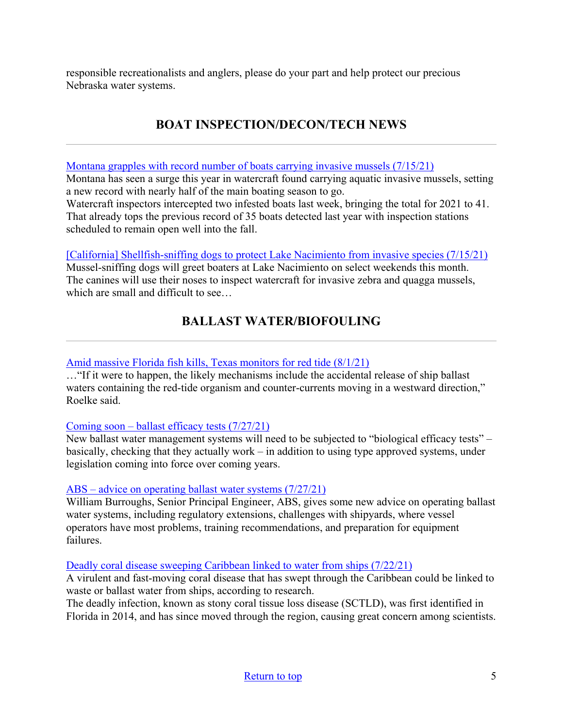responsible recreationalists and anglers, please do your part and help protect our precious Nebraska water systems.

## BOAT INSPECTION/DECON/TECH NEWS

Montana grapples with record number of boats carrying invasive mussels (7/15/21)
Montana has seen a surge this year in watercraft found carrying aquatic invasive mussels, setting a new record with nearly half of the main boating season to go.
Watercraft inspectors intercepted two infested boats last week, bringing the total for 2021 to 41. That already tops the previous record of 35 boats detected last year with inspection stations scheduled to remain open well into the fall.

[California] Shellfish-sniffing dogs to protect Lake Nacimiento from invasive species (7/15/21)
Mussel-sniffing dogs will greet boaters at Lake Nacimiento on select weekends this month. The canines will use their noses to inspect watercraft for invasive zebra and quagga mussels, which are small and difficult to see…

## BALLAST WATER/BIOFOULING

Amid massive Florida fish kills, Texas monitors for red tide (8/1/21)
…"If it were to happen, the likely mechanisms include the accidental release of ship ballast waters containing the red-tide organism and counter-currents moving in a westward direction," Roelke said.

Coming soon – ballast efficacy tests (7/27/21)
New ballast water management systems will need to be subjected to "biological efficacy tests" – basically, checking that they actually work – in addition to using type approved systems, under legislation coming into force over coming years.

ABS – advice on operating ballast water systems (7/27/21)
William Burroughs, Senior Principal Engineer, ABS, gives some new advice on operating ballast water systems, including regulatory extensions, challenges with shipyards, where vessel operators have most problems, training recommendations, and preparation for equipment failures.

Deadly coral disease sweeping Caribbean linked to water from ships (7/22/21)
A virulent and fast-moving coral disease that has swept through the Caribbean could be linked to waste or ballast water from ships, according to research.
The deadly infection, known as stony coral tissue loss disease (SCTLD), was first identified in Florida in 2014, and has since moved through the region, causing great concern among scientists.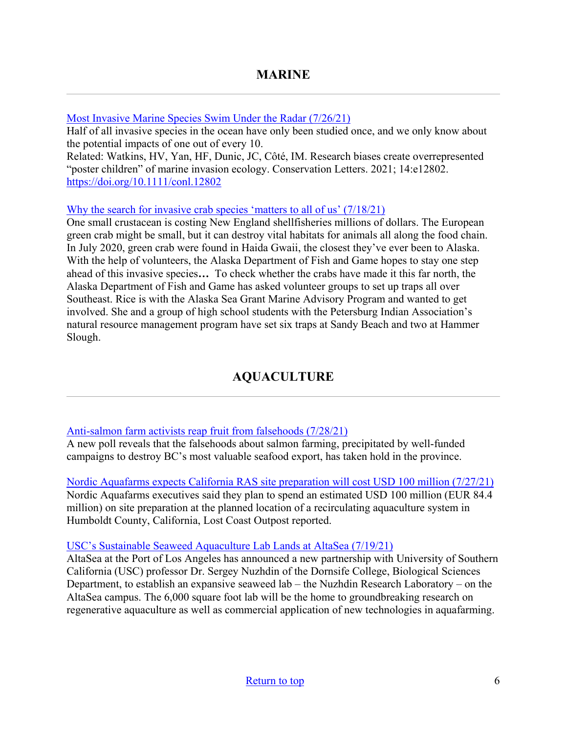## MARINE

---

[Most Invasive Marine Species Swim Under the Radar (7/26/21)](#)
Half of all invasive species in the ocean have only been studied once, and we only know about the potential impacts of one out of every 10.
Related: Watkins, HV, Yan, HF, Dunic, JC, Côté, IM. Research biases create overrepresented "poster children" of marine invasion ecology. Conservation Letters. 2021; 14:e12802. [https://doi.org/10.1111/conl.12802](https://doi.org/10.1111/conl.12802)

[Why the search for invasive crab species 'matters to all of us' (7/18/21)](#)
One small crustacean is costing New England shellfisheries millions of dollars. The European green crab might be small, but it can destroy vital habitats for animals all along the food chain. In July 2020, green crab were found in Haida Gwaii, the closest they've ever been to Alaska. With the help of volunteers, the Alaska Department of Fish and Game hopes to stay one step ahead of this invasive species**…** To check whether the crabs have made it this far north, the Alaska Department of Fish and Game has asked volunteer groups to set up traps all over Southeast. Rice is with the Alaska Sea Grant Marine Advisory Program and wanted to get involved. She and a group of high school students with the Petersburg Indian Association's natural resource management program have set six traps at Sandy Beach and two at Hammer Slough.

## AQUACULTURE

---

[Anti-salmon farm activists reap fruit from falsehoods (7/28/21)](#)
A new poll reveals that the falsehoods about salmon farming, precipitated by well-funded campaigns to destroy BC's most valuable seafood export, has taken hold in the province.

[Nordic Aquafarms expects California RAS site preparation will cost USD 100 million (7/27/21)](#)
Nordic Aquafarms executives said they plan to spend an estimated USD 100 million (EUR 84.4 million) on site preparation at the planned location of a recirculating aquaculture system in Humboldt County, California, Lost Coast Outpost reported.

[USC's Sustainable Seaweed Aquaculture Lab Lands at AltaSea (7/19/21)](#)
AltaSea at the Port of Los Angeles has announced a new partnership with University of Southern California (USC) professor Dr. Sergey Nuzhdin of the Dornsife College, Biological Sciences Department, to establish an expansive seaweed lab – the Nuzhdin Research Laboratory – on the AltaSea campus. The 6,000 square foot lab will be the home to groundbreaking research on regenerative aquaculture as well as commercial application of new technologies in aquafarming.

[Return to top](#)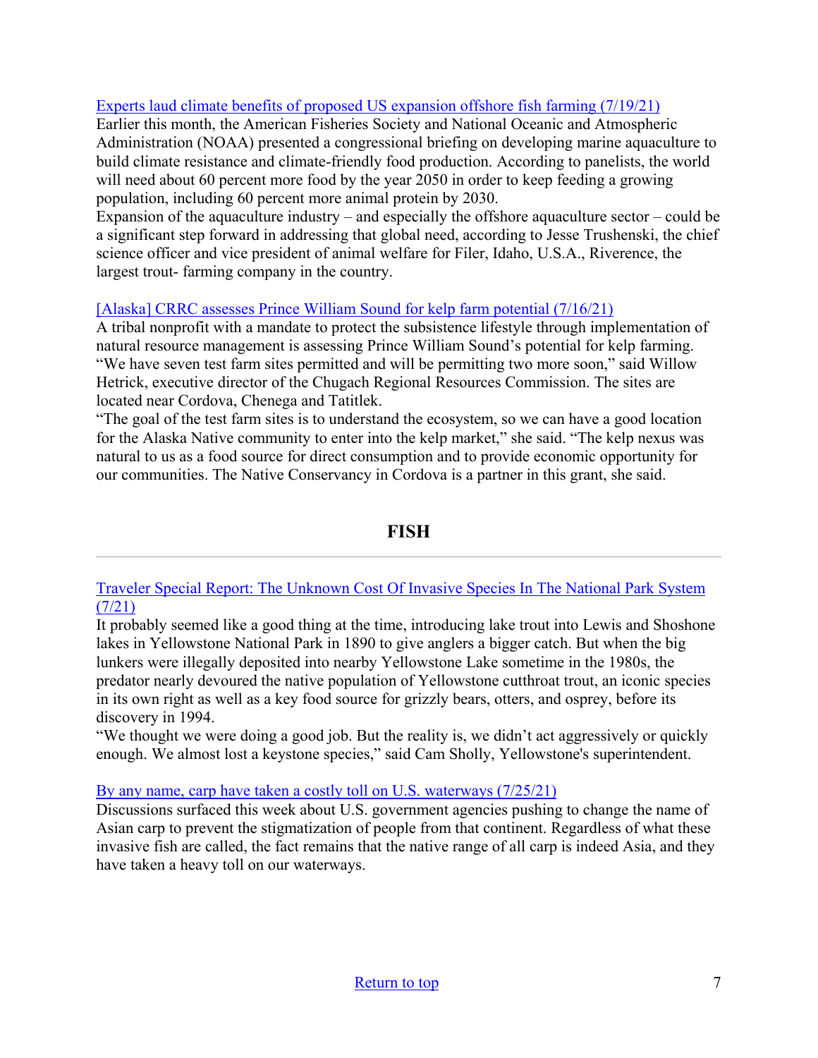[Experts laud climate benefits of proposed US expansion offshore fish farming (7/19/21)](#)
Earlier this month, the American Fisheries Society and National Oceanic and Atmospheric Administration (NOAA) presented a congressional briefing on developing marine aquaculture to build climate resistance and climate-friendly food production. According to panelists, the world will need about 60 percent more food by the year 2050 in order to keep feeding a growing population, including 60 percent more animal protein by 2030.
Expansion of the aquaculture industry – and especially the offshore aquaculture sector – could be a significant step forward in addressing that global need, according to Jesse Trushenski, the chief science officer and vice president of animal welfare for Filer, Idaho, U.S.A., Riverence, the largest trout- farming company in the country.

[[Alaska] CRRC assesses Prince William Sound for kelp farm potential (7/16/21)](#)
A tribal nonprofit with a mandate to protect the subsistence lifestyle through implementation of natural resource management is assessing Prince William Sound's potential for kelp farming. "We have seven test farm sites permitted and will be permitting two more soon," said Willow Hetrick, executive director of the Chugach Regional Resources Commission. The sites are located near Cordova, Chenega and Tatitlek.
"The goal of the test farm sites is to understand the ecosystem, so we can have a good location for the Alaska Native community to enter into the kelp market," she said. "The kelp nexus was natural to us as a food source for direct consumption and to provide economic opportunity for our communities. The Native Conservancy in Cordova is a partner in this grant, she said.

## FISH

---

[Traveler Special Report: The Unknown Cost Of Invasive Species In The National Park System (7/21)](#)
It probably seemed like a good thing at the time, introducing lake trout into Lewis and Shoshone lakes in Yellowstone National Park in 1890 to give anglers a bigger catch. But when the big lunkers were illegally deposited into nearby Yellowstone Lake sometime in the 1980s, the predator nearly devoured the native population of Yellowstone cutthroat trout, an iconic species in its own right as well as a key food source for grizzly bears, otters, and osprey, before its discovery in 1994.
"We thought we were doing a good job. But the reality is, we didn't act aggressively or quickly enough. We almost lost a keystone species," said Cam Sholly, Yellowstone's superintendent.

[By any name, carp have taken a costly toll on U.S. waterways (7/25/21)](#)
Discussions surfaced this week about U.S. government agencies pushing to change the name of Asian carp to prevent the stigmatization of people from that continent. Regardless of what these invasive fish are called, the fact remains that the native range of all carp is indeed Asia, and they have taken a heavy toll on our waterways.

[Return to top](#)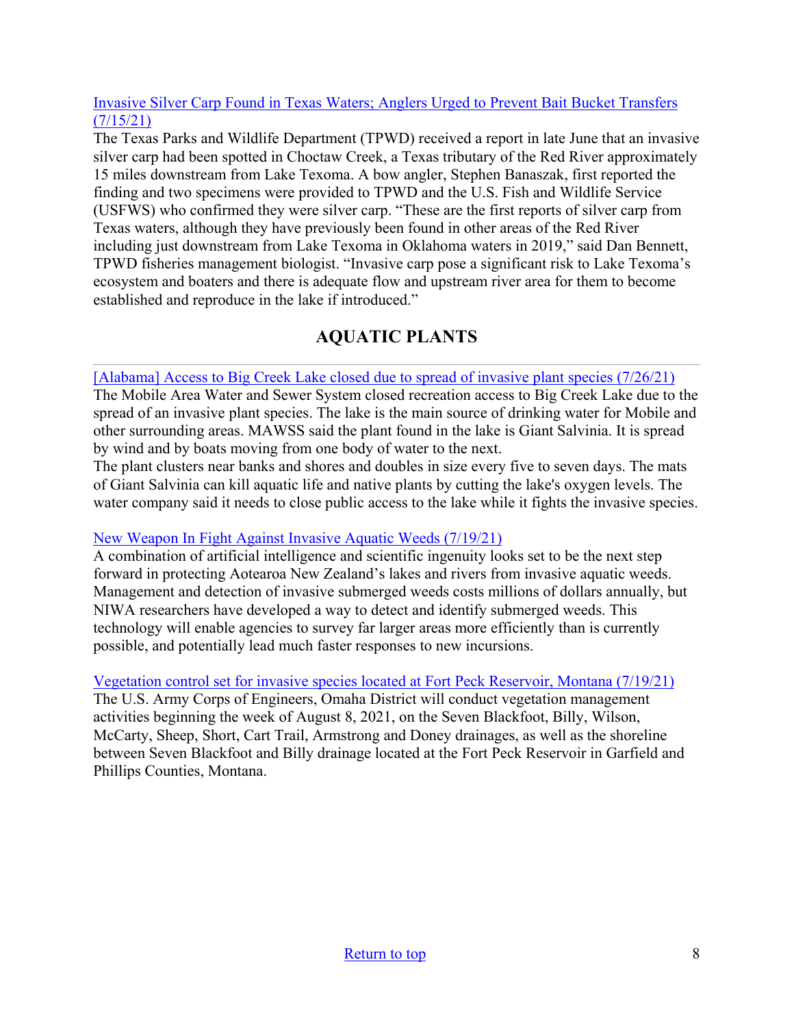[Invasive Silver Carp Found in Texas Waters; Anglers Urged to Prevent Bait Bucket Transfers (7/15/21)](#)

The Texas Parks and Wildlife Department (TPWD) received a report in late June that an invasive silver carp had been spotted in Choctaw Creek, a Texas tributary of the Red River approximately 15 miles downstream from Lake Texoma. A bow angler, Stephen Banaszak, first reported the finding and two specimens were provided to TPWD and the U.S. Fish and Wildlife Service (USFWS) who confirmed they were silver carp. "These are the first reports of silver carp from Texas waters, although they have previously been found in other areas of the Red River including just downstream from Lake Texoma in Oklahoma waters in 2019," said Dan Bennett, TPWD fisheries management biologist. "Invasive carp pose a significant risk to Lake Texoma's ecosystem and boaters and there is adequate flow and upstream river area for them to become established and reproduce in the lake if introduced."

## AQUATIC PLANTS

---

[Alabama] Access to Big Creek Lake closed due to spread of invasive plant species (7/26/21)

The Mobile Area Water and Sewer System closed recreation access to Big Creek Lake due to the spread of an invasive plant species. The lake is the main source of drinking water for Mobile and other surrounding areas. MAWSS said the plant found in the lake is Giant Salvinia. It is spread by wind and by boats moving from one body of water to the next.

The plant clusters near banks and shores and doubles in size every five to seven days. The mats of Giant Salvinia can kill aquatic life and native plants by cutting the lake's oxygen levels. The water company said it needs to close public access to the lake while it fights the invasive species.

New Weapon In Fight Against Invasive Aquatic Weeds (7/19/21)

A combination of artificial intelligence and scientific ingenuity looks set to be the next step forward in protecting Aotearoa New Zealand's lakes and rivers from invasive aquatic weeds. Management and detection of invasive submerged weeds costs millions of dollars annually, but NIWA researchers have developed a way to detect and identify submerged weeds. This technology will enable agencies to survey far larger areas more efficiently than is currently possible, and potentially lead much faster responses to new incursions.

Vegetation control set for invasive species located at Fort Peck Reservoir, Montana (7/19/21)

The U.S. Army Corps of Engineers, Omaha District will conduct vegetation management activities beginning the week of August 8, 2021, on the Seven Blackfoot, Billy, Wilson, McCarty, Sheep, Short, Cart Trail, Armstrong and Doney drainages, as well as the shoreline between Seven Blackfoot and Billy drainage located at the Fort Peck Reservoir in Garfield and Phillips Counties, Montana.

Return to top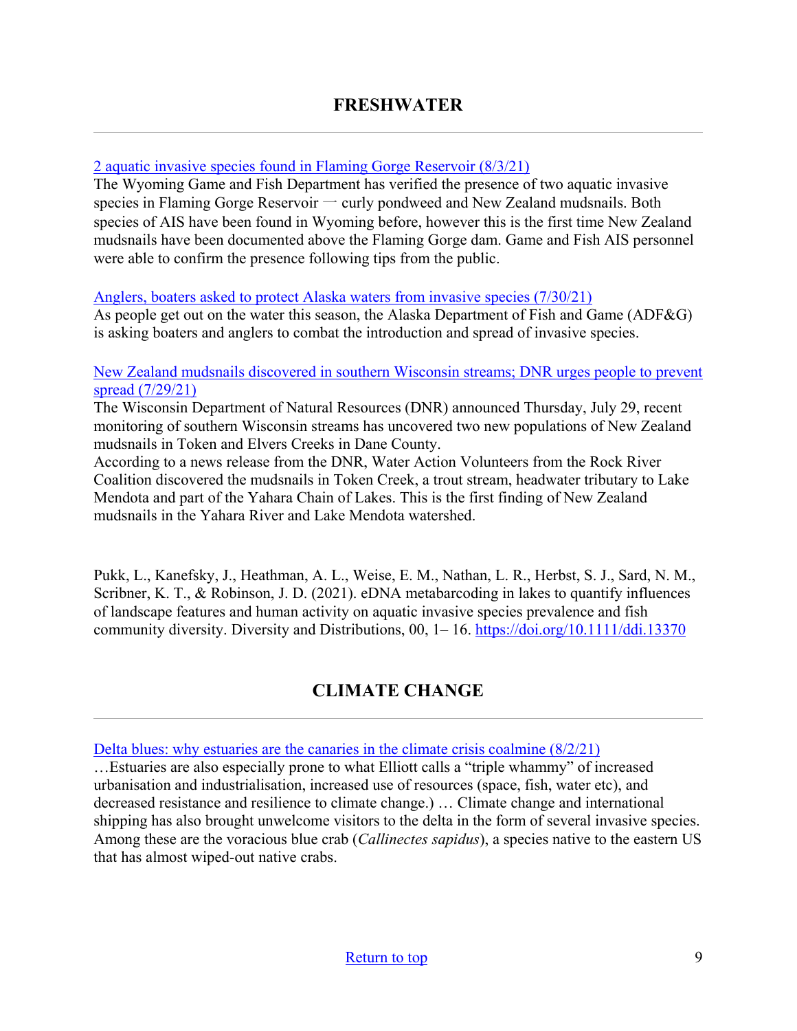## FRESHWATER

---

2 aquatic invasive species found in Flaming Gorge Reservoir (8/3/21)

The Wyoming Game and Fish Department has verified the presence of two aquatic invasive species in Flaming Gorge Reservoir 一 curly pondweed and New Zealand mudsnails. Both species of AIS have been found in Wyoming before, however this is the first time New Zealand mudsnails have been documented above the Flaming Gorge dam. Game and Fish AIS personnel were able to confirm the presence following tips from the public.

Anglers, boaters asked to protect Alaska waters from invasive species (7/30/21)

As people get out on the water this season, the Alaska Department of Fish and Game (ADF&G) is asking boaters and anglers to combat the introduction and spread of invasive species.

New Zealand mudsnails discovered in southern Wisconsin streams; DNR urges people to prevent spread (7/29/21)

The Wisconsin Department of Natural Resources (DNR) announced Thursday, July 29, recent monitoring of southern Wisconsin streams has uncovered two new populations of New Zealand mudsnails in Token and Elvers Creeks in Dane County.

According to a news release from the DNR, Water Action Volunteers from the Rock River Coalition discovered the mudsnails in Token Creek, a trout stream, headwater tributary to Lake Mendota and part of the Yahara Chain of Lakes. This is the first finding of New Zealand mudsnails in the Yahara River and Lake Mendota watershed.

Pukk, L., Kanefsky, J., Heathman, A. L., Weise, E. M., Nathan, L. R., Herbst, S. J., Sard, N. M., Scribner, K. T., & Robinson, J. D. (2021). eDNA metabarcoding in lakes to quantify influences of landscape features and human activity on aquatic invasive species prevalence and fish community diversity. Diversity and Distributions, 00, 1– 16. https://doi.org/10.1111/ddi.13370

## CLIMATE CHANGE

---

Delta blues: why estuaries are the canaries in the climate crisis coalmine (8/2/21)

…Estuaries are also especially prone to what Elliott calls a “triple whammy” of increased urbanisation and industrialisation, increased use of resources (space, fish, water etc), and decreased resistance and resilience to climate change.) … Climate change and international shipping has also brought unwelcome visitors to the delta in the form of several invasive species. Among these are the voracious blue crab (*Callinectes sapidus*), a species native to the eastern US that has almost wiped-out native crabs.

Return to top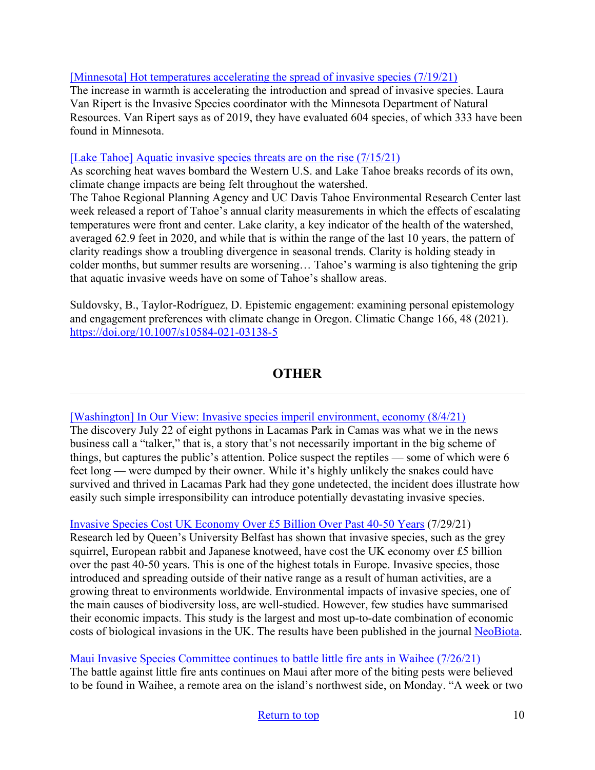[Minnesota] Hot temperatures accelerating the spread of invasive species (7/19/21)
The increase in warmth is accelerating the introduction and spread of invasive species. Laura Van Ripert is the Invasive Species coordinator with the Minnesota Department of Natural Resources. Van Ripert says as of 2019, they have evaluated 604 species, of which 333 have been found in Minnesota.

[Lake Tahoe] Aquatic invasive species threats are on the rise (7/15/21)
As scorching heat waves bombard the Western U.S. and Lake Tahoe breaks records of its own, climate change impacts are being felt throughout the watershed.
The Tahoe Regional Planning Agency and UC Davis Tahoe Environmental Research Center last week released a report of Tahoe's annual clarity measurements in which the effects of escalating temperatures were front and center. Lake clarity, a key indicator of the health of the watershed, averaged 62.9 feet in 2020, and while that is within the range of the last 10 years, the pattern of clarity readings show a troubling divergence in seasonal trends. Clarity is holding steady in colder months, but summer results are worsening… Tahoe's warming is also tightening the grip that aquatic invasive weeds have on some of Tahoe's shallow areas.

Suldovsky, B., Taylor-Rodríguez, D. Epistemic engagement: examining personal epistemology and engagement preferences with climate change in Oregon. Climatic Change 166, 48 (2021). https://doi.org/10.1007/s10584-021-03138-5

## OTHER

---

[Washington] In Our View: Invasive species imperil environment, economy (8/4/21)
The discovery July 22 of eight pythons in Lacamas Park in Camas was what we in the news business call a "talker," that is, a story that's not necessarily important in the big scheme of things, but captures the public's attention. Police suspect the reptiles — some of which were 6 feet long — were dumped by their owner. While it's highly unlikely the snakes could have survived and thrived in Lacamas Park had they gone undetected, the incident does illustrate how easily such simple irresponsibility can introduce potentially devastating invasive species.

Invasive Species Cost UK Economy Over £5 Billion Over Past 40-50 Years (7/29/21)
Research led by Queen's University Belfast has shown that invasive species, such as the grey squirrel, European rabbit and Japanese knotweed, have cost the UK economy over £5 billion over the past 40-50 years. This is one of the highest totals in Europe. Invasive species, those introduced and spreading outside of their native range as a result of human activities, are a growing threat to environments worldwide. Environmental impacts of invasive species, one of the main causes of biodiversity loss, are well-studied. However, few studies have summarised their economic impacts. This study is the largest and most up-to-date combination of economic costs of biological invasions in the UK. The results have been published in the journal NeoBiota.

Maui Invasive Species Committee continues to battle little fire ants in Waihee (7/26/21)
The battle against little fire ants continues on Maui after more of the biting pests were believed to be found in Waihee, a remote area on the island's northwest side, on Monday. "A week or two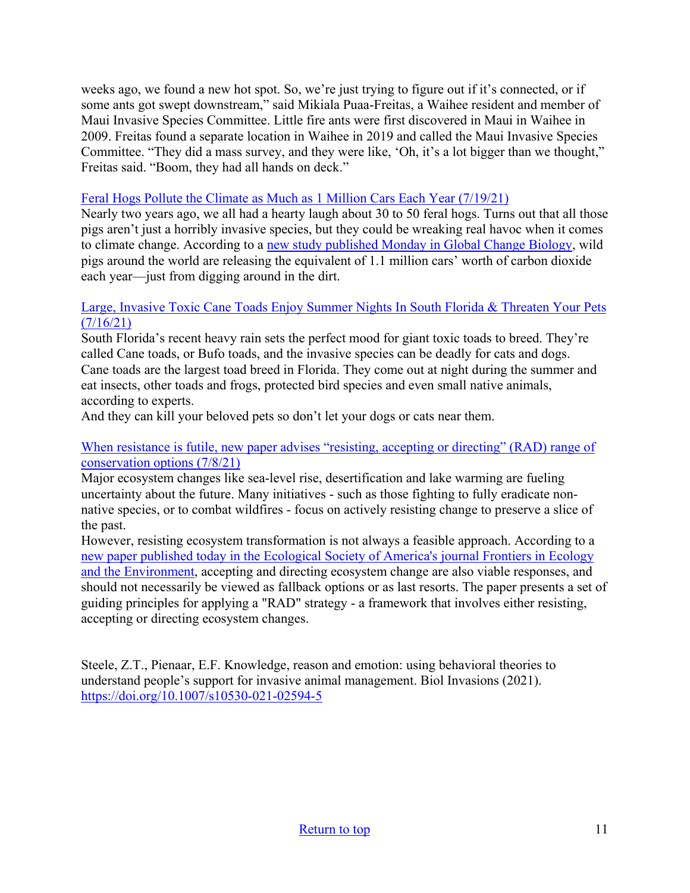weeks ago, we found a new hot spot. So, we're just trying to figure out if it's connected, or if some ants got swept downstream," said Mikiala Puaa-Freitas, a Waihee resident and member of Maui Invasive Species Committee. Little fire ants were first discovered in Maui in Waihee in 2009. Freitas found a separate location in Waihee in 2019 and called the Maui Invasive Species Committee. "They did a mass survey, and they were like, 'Oh, it's a lot bigger than we thought," Freitas said. "Boom, they had all hands on deck."

[Feral Hogs Pollute the Climate as Much as 1 Million Cars Each Year (7/19/21)]

Nearly two years ago, we all had a hearty laugh about 30 to 50 feral hogs. Turns out that all those pigs aren't just a horribly invasive species, but they could be wreaking real havoc when it comes to climate change. According to a [new study published Monday in Global Change Biology], wild pigs around the world are releasing the equivalent of 1.1 million cars' worth of carbon dioxide each year—just from digging around in the dirt.

[Large, Invasive Toxic Cane Toads Enjoy Summer Nights In South Florida & Threaten Your Pets (7/16/21)]

South Florida's recent heavy rain sets the perfect mood for giant toxic toads to breed. They're called Cane toads, or Bufo toads, and the invasive species can be deadly for cats and dogs. Cane toads are the largest toad breed in Florida. They come out at night during the summer and eat insects, other toads and frogs, protected bird species and even small native animals, according to experts.
And they can kill your beloved pets so don't let your dogs or cats near them.

[When resistance is futile, new paper advises "resisting, accepting or directing" (RAD) range of conservation options (7/8/21)]

Major ecosystem changes like sea-level rise, desertification and lake warming are fueling uncertainty about the future. Many initiatives - such as those fighting to fully eradicate non-native species, or to combat wildfires - focus on actively resisting change to preserve a slice of the past.
However, resisting ecosystem transformation is not always a feasible approach. According to a [new paper published today in the Ecological Society of America's journal Frontiers in Ecology and the Environment], accepting and directing ecosystem change are also viable responses, and should not necessarily be viewed as fallback options or as last resorts. The paper presents a set of guiding principles for applying a "RAD" strategy - a framework that involves either resisting, accepting or directing ecosystem changes.

Steele, Z.T., Pienaar, E.F. Knowledge, reason and emotion: using behavioral theories to understand people's support for invasive animal management. Biol Invasions (2021). https://doi.org/10.1007/s10530-021-02594-5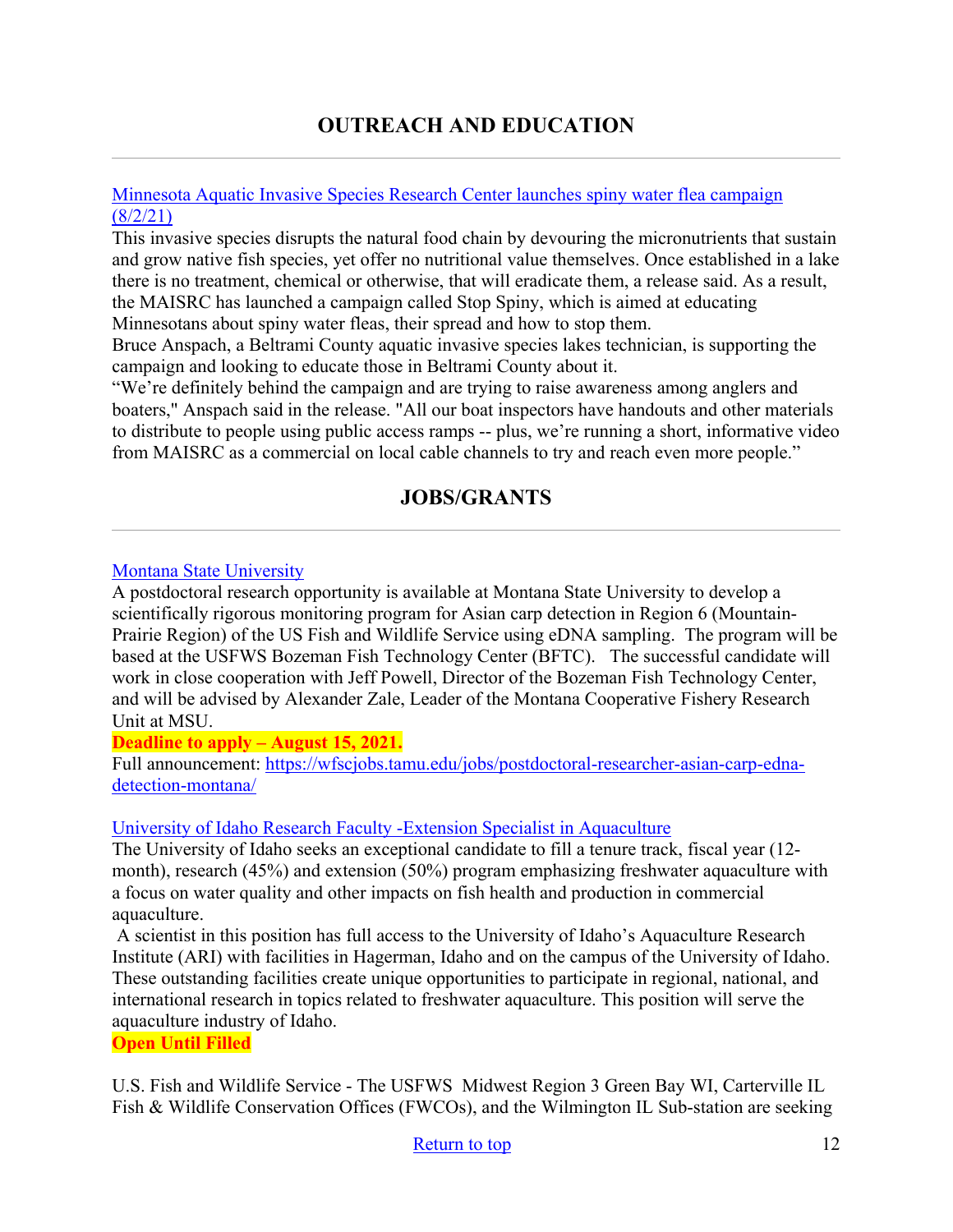## OUTREACH AND EDUCATION

---

[Minnesota Aquatic Invasive Species Research Center launches spiny water flea campaign (8/2/21)]

This invasive species disrupts the natural food chain by devouring the micronutrients that sustain and grow native fish species, yet offer no nutritional value themselves. Once established in a lake there is no treatment, chemical or otherwise, that will eradicate them, a release said. As a result, the MAISRC has launched a campaign called Stop Spiny, which is aimed at educating Minnesotans about spiny water fleas, their spread and how to stop them.

Bruce Anspach, a Beltrami County aquatic invasive species lakes technician, is supporting the campaign and looking to educate those in Beltrami County about it.

"We're definitely behind the campaign and are trying to raise awareness among anglers and boaters," Anspach said in the release. "All our boat inspectors have handouts and other materials to distribute to people using public access ramps -- plus, we're running a short, informative video from MAISRC as a commercial on local cable channels to try and reach even more people."

## JOBS/GRANTS

---

[Montana State University]

A postdoctoral research opportunity is available at Montana State University to develop a scientifically rigorous monitoring program for Asian carp detection in Region 6 (Mountain-Prairie Region) of the US Fish and Wildlife Service using eDNA sampling. The program will be based at the USFWS Bozeman Fish Technology Center (BFTC). The successful candidate will work in close cooperation with Jeff Powell, Director of the Bozeman Fish Technology Center, and will be advised by Alexander Zale, Leader of the Montana Cooperative Fishery Research Unit at MSU.

**Deadline to apply – August 15, 2021.**

Full announcement: https://wfscjobs.tamu.edu/jobs/postdoctoral-researcher-asian-carp-edna-detection-montana/

[University of Idaho Research Faculty -Extension Specialist in Aquaculture]

The University of Idaho seeks an exceptional candidate to fill a tenure track, fiscal year (12-month), research (45%) and extension (50%) program emphasizing freshwater aquaculture with a focus on water quality and other impacts on fish health and production in commercial aquaculture.

A scientist in this position has full access to the University of Idaho's Aquaculture Research Institute (ARI) with facilities in Hagerman, Idaho and on the campus of the University of Idaho. These outstanding facilities create unique opportunities to participate in regional, national, and international research in topics related to freshwater aquaculture. This position will serve the aquaculture industry of Idaho.

**Open Until Filled**

U.S. Fish and Wildlife Service - The USFWS Midwest Region 3 Green Bay WI, Carterville IL Fish & Wildlife Conservation Offices (FWCOs), and the Wilmington IL Sub-station are seeking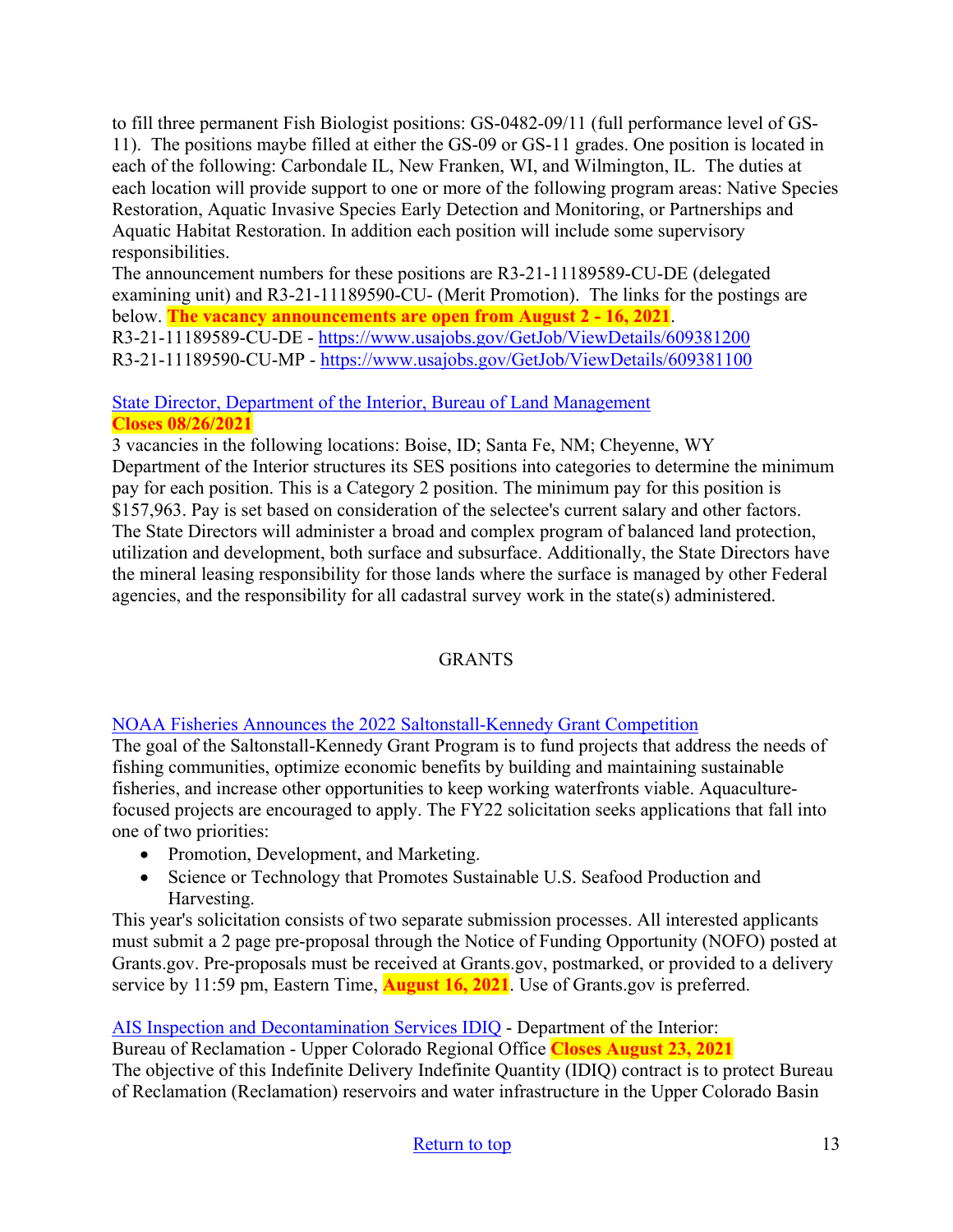to fill three permanent Fish Biologist positions: GS-0482-09/11 (full performance level of GS-11). The positions maybe filled at either the GS-09 or GS-11 grades. One position is located in each of the following: Carbondale IL, New Franken, WI, and Wilmington, IL. The duties at each location will provide support to one or more of the following program areas: Native Species Restoration, Aquatic Invasive Species Early Detection and Monitoring, or Partnerships and Aquatic Habitat Restoration. In addition each position will include some supervisory responsibilities.

The announcement numbers for these positions are R3-21-11189589-CU-DE (delegated examining unit) and R3-21-11189590-CU- (Merit Promotion). The links for the postings are below. **The vacancy announcements are open from August 2 - 16, 2021**.

R3-21-11189589-CU-DE - https://www.usajobs.gov/GetJob/ViewDetails/609381200

R3-21-11189590-CU-MP - https://www.usajobs.gov/GetJob/ViewDetails/609381100

State Director, Department of the Interior, Bureau of Land Management

**Closes 08/26/2021**

3 vacancies in the following locations: Boise, ID; Santa Fe, NM; Cheyenne, WY

Department of the Interior structures its SES positions into categories to determine the minimum pay for each position. This is a Category 2 position. The minimum pay for this position is \$157,963. Pay is set based on consideration of the selectee's current salary and other factors. The State Directors will administer a broad and complex program of balanced land protection, utilization and development, both surface and subsurface. Additionally, the State Directors have the mineral leasing responsibility for those lands where the surface is managed by other Federal agencies, and the responsibility for all cadastral survey work in the state(s) administered.

## GRANTS

NOAA Fisheries Announces the 2022 Saltonstall-Kennedy Grant Competition

The goal of the Saltonstall-Kennedy Grant Program is to fund projects that address the needs of fishing communities, optimize economic benefits by building and maintaining sustainable fisheries, and increase other opportunities to keep working waterfronts viable. Aquaculture-focused projects are encouraged to apply. The FY22 solicitation seeks applications that fall into one of two priorities:

- Promotion, Development, and Marketing.
- Science or Technology that Promotes Sustainable U.S. Seafood Production and Harvesting.

This year's solicitation consists of two separate submission processes. All interested applicants must submit a 2 page pre-proposal through the Notice of Funding Opportunity (NOFO) posted at Grants.gov. Pre-proposals must be received at Grants.gov, postmarked, or provided to a delivery service by 11:59 pm, Eastern Time, **August 16, 2021**. Use of Grants.gov is preferred.

AIS Inspection and Decontamination Services IDIQ - Department of the Interior: Bureau of Reclamation - Upper Colorado Regional Office **Closes August 23, 2021**

The objective of this Indefinite Delivery Indefinite Quantity (IDIQ) contract is to protect Bureau of Reclamation (Reclamation) reservoirs and water infrastructure in the Upper Colorado Basin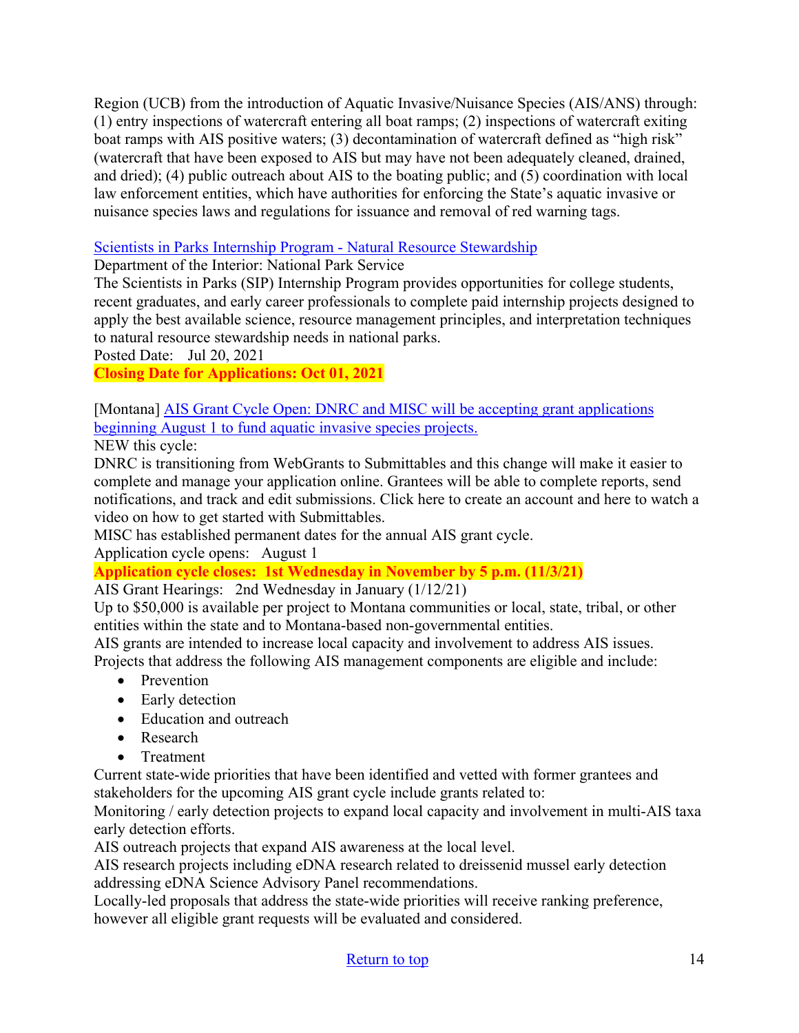Region (UCB) from the introduction of Aquatic Invasive/Nuisance Species (AIS/ANS) through: (1) entry inspections of watercraft entering all boat ramps; (2) inspections of watercraft exiting boat ramps with AIS positive waters; (3) decontamination of watercraft defined as "high risk" (watercraft that have been exposed to AIS but may have not been adequately cleaned, drained, and dried); (4) public outreach about AIS to the boating public; and (5) coordination with local law enforcement entities, which have authorities for enforcing the State's aquatic invasive or nuisance species laws and regulations for issuance and removal of red warning tags.

Scientists in Parks Internship Program - Natural Resource Stewardship
Department of the Interior: National Park Service
The Scientists in Parks (SIP) Internship Program provides opportunities for college students, recent graduates, and early career professionals to complete paid internship projects designed to apply the best available science, resource management principles, and interpretation techniques to natural resource stewardship needs in national parks.
Posted Date: Jul 20, 2021
**Closing Date for Applications: Oct 01, 2021**

[Montana] AIS Grant Cycle Open: DNRC and MISC will be accepting grant applications beginning August 1 to fund aquatic invasive species projects.
NEW this cycle:
DNRC is transitioning from WebGrants to Submittables and this change will make it easier to complete and manage your application online. Grantees will be able to complete reports, send notifications, and track and edit submissions. Click here to create an account and here to watch a video on how to get started with Submittables.
MISC has established permanent dates for the annual AIS grant cycle.
Application cycle opens: August 1
**Application cycle closes: 1st Wednesday in November by 5 p.m. (11/3/21)**
AIS Grant Hearings: 2nd Wednesday in January (1/12/21)
Up to $50,000 is available per project to Montana communities or local, state, tribal, or other entities within the state and to Montana-based non-governmental entities.
AIS grants are intended to increase local capacity and involvement to address AIS issues.
Projects that address the following AIS management components are eligible and include:

- Prevention
- Early detection
- Education and outreach
- Research
- Treatment

Current state-wide priorities that have been identified and vetted with former grantees and stakeholders for the upcoming AIS grant cycle include grants related to:
Monitoring / early detection projects to expand local capacity and involvement in multi-AIS taxa early detection efforts.
AIS outreach projects that expand AIS awareness at the local level.
AIS research projects including eDNA research related to dreissenid mussel early detection addressing eDNA Science Advisory Panel recommendations.
Locally-led proposals that address the state-wide priorities will receive ranking preference, however all eligible grant requests will be evaluated and considered.

Return to top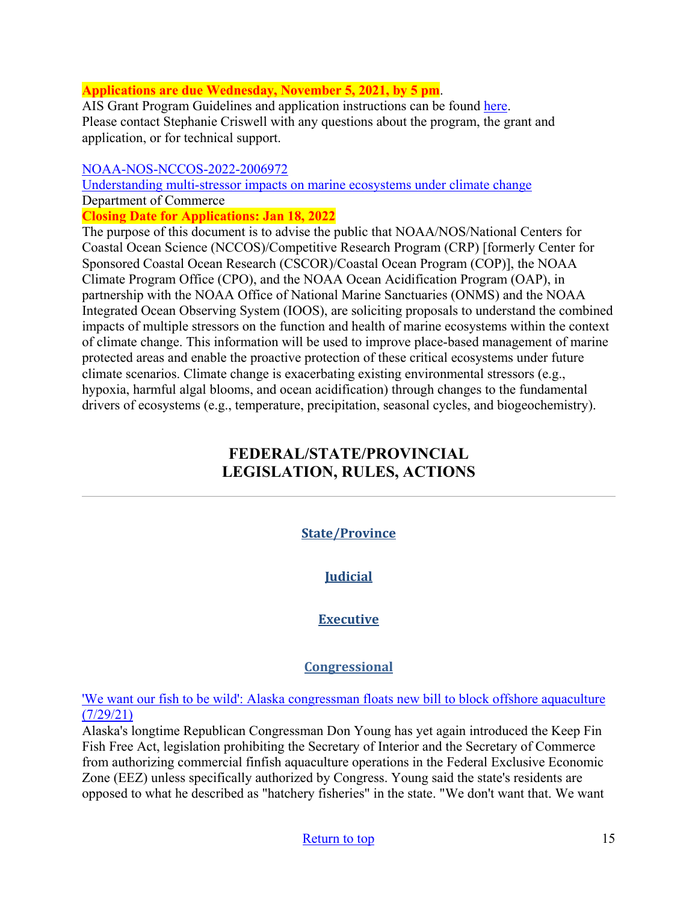**Applications are due Wednesday, November 5, 2021, by 5 pm**.

AIS Grant Program Guidelines and application instructions can be found here.
Please contact Stephanie Criswell with any questions about the program, the grant and application, or for technical support.

NOAA-NOS-NCCOS-2022-2006972
Understanding multi-stressor impacts on marine ecosystems under climate change
Department of Commerce
**Closing Date for Applications: Jan 18, 2022**

The purpose of this document is to advise the public that NOAA/NOS/National Centers for Coastal Ocean Science (NCCOS)/Competitive Research Program (CRP) [formerly Center for Sponsored Coastal Ocean Research (CSCOR)/Coastal Ocean Program (COP)], the NOAA Climate Program Office (CPO), and the NOAA Ocean Acidification Program (OAP), in partnership with the NOAA Office of National Marine Sanctuaries (ONMS) and the NOAA Integrated Ocean Observing System (IOOS), are soliciting proposals to understand the combined impacts of multiple stressors on the function and health of marine ecosystems within the context of climate change. This information will be used to improve place-based management of marine protected areas and enable the proactive protection of these critical ecosystems under future climate scenarios. Climate change is exacerbating existing environmental stressors (e.g., hypoxia, harmful algal blooms, and ocean acidification) through changes to the fundamental drivers of ecosystems (e.g., temperature, precipitation, seasonal cycles, and biogeochemistry).

## FEDERAL/STATE/PROVINCIAL LEGISLATION, RULES, ACTIONS

---

### State/Province

### Judicial

### Executive

### Congressional

'We want our fish to be wild': Alaska congressman floats new bill to block offshore aquaculture (7/29/21)

Alaska's longtime Republican Congressman Don Young has yet again introduced the Keep Fin Fish Free Act, legislation prohibiting the Secretary of Interior and the Secretary of Commerce from authorizing commercial finfish aquaculture operations in the Federal Exclusive Economic Zone (EEZ) unless specifically authorized by Congress. Young said the state's residents are opposed to what he described as "hatchery fisheries" in the state. "We don't want that. We want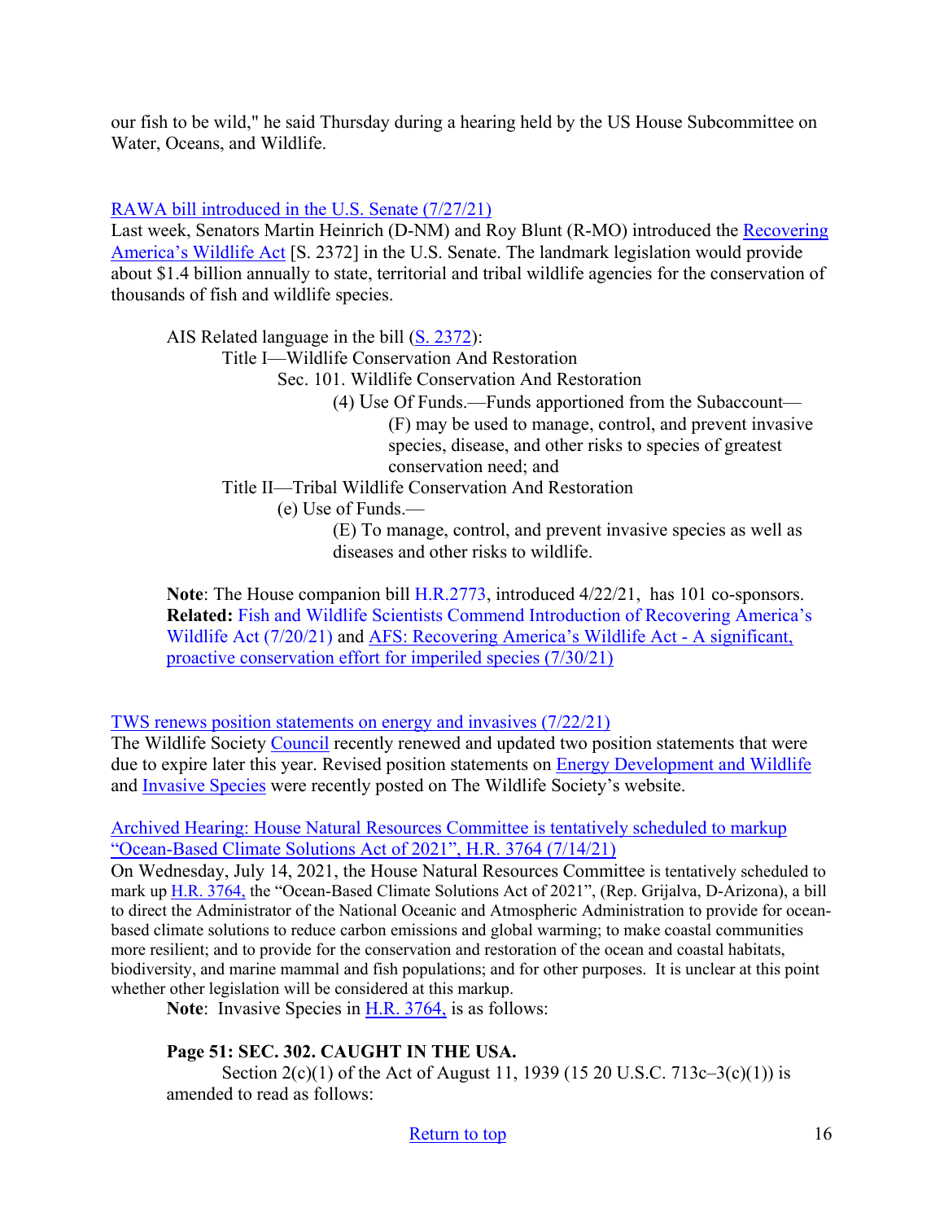our fish to be wild," he said Thursday during a hearing held by the US House Subcommittee on Water, Oceans, and Wildlife.

RAWA bill introduced in the U.S. Senate (7/27/21)

Last week, Senators Martin Heinrich (D-NM) and Roy Blunt (R-MO) introduced the Recovering America's Wildlife Act [S. 2372] in the U.S. Senate. The landmark legislation would provide about $1.4 billion annually to state, territorial and tribal wildlife agencies for the conservation of thousands of fish and wildlife species.

> AIS Related language in the bill (S. 2372):
>
> > Title I—Wildlife Conservation And Restoration
> >
> > > Sec. 101. Wildlife Conservation And Restoration
> > >
> > > > (4) Use Of Funds.—Funds apportioned from the Subaccount—
> > > >
> > > > > (F) may be used to manage, control, and prevent invasive species, disease, and other risks to species of greatest conservation need; and
> >
> > Title II—Tribal Wildlife Conservation And Restoration
> >
> > > (e) Use of Funds.—
> > >
> > > > (E) To manage, control, and prevent invasive species as well as diseases and other risks to wildlife.
>
> **Note**: The House companion bill H.R.2773, introduced 4/22/21, has 101 co-sponsors.
> **Related:** Fish and Wildlife Scientists Commend Introduction of Recovering America's Wildlife Act (7/20/21) and AFS: Recovering America's Wildlife Act - A significant, proactive conservation effort for imperiled species (7/30/21)

TWS renews position statements on energy and invasives (7/22/21)

The Wildlife Society Council recently renewed and updated two position statements that were due to expire later this year. Revised position statements on Energy Development and Wildlife and Invasive Species were recently posted on The Wildlife Society's website.

Archived Hearing: House Natural Resources Committee is tentatively scheduled to markup "Ocean-Based Climate Solutions Act of 2021", H.R. 3764 (7/14/21)

On Wednesday, July 14, 2021, the House Natural Resources Committee is tentatively scheduled to mark up H.R. 3764, the "Ocean-Based Climate Solutions Act of 2021", (Rep. Grijalva, D-Arizona), a bill to direct the Administrator of the National Oceanic and Atmospheric Administration to provide for ocean-based climate solutions to reduce carbon emissions and global warming; to make coastal communities more resilient; and to provide for the conservation and restoration of the ocean and coastal habitats, biodiversity, and marine mammal and fish populations; and for other purposes. It is unclear at this point whether other legislation will be considered at this markup.

> **Note**: Invasive Species in H.R. 3764, is as follows:
>
> **Page 51: SEC. 302. CAUGHT IN THE USA.**
>
> Section 2(c)(1) of the Act of August 11, 1939 (15 20 U.S.C. 713c–3(c)(1)) is amended to read as follows: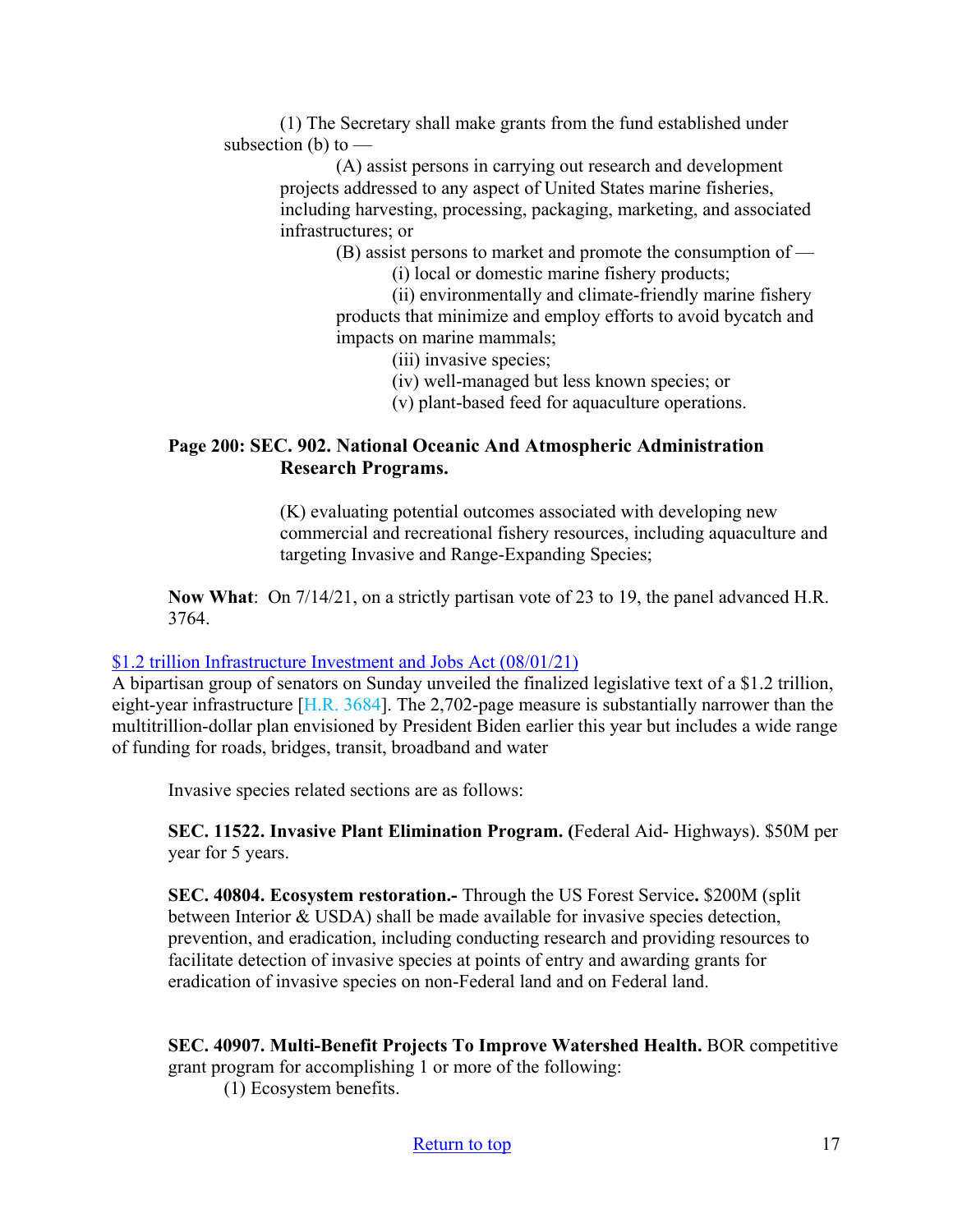(1) The Secretary shall make grants from the fund established under subsection (b) to —

(A) assist persons in carrying out research and development projects addressed to any aspect of United States marine fisheries, including harvesting, processing, packaging, marketing, and associated infrastructures; or

(B) assist persons to market and promote the consumption of —

(i) local or domestic marine fishery products;

(ii) environmentally and climate-friendly marine fishery products that minimize and employ efforts to avoid bycatch and impacts on marine mammals;

(iii) invasive species;

(iv) well-managed but less known species; or

(v) plant-based feed for aquaculture operations.

**Page 200: SEC. 902. National Oceanic And Atmospheric Administration Research Programs.**

(K) evaluating potential outcomes associated with developing new commercial and recreational fishery resources, including aquaculture and targeting Invasive and Range-Expanding Species;

**Now What**: On 7/14/21, on a strictly partisan vote of 23 to 19, the panel advanced H.R. 3764.

$1.2 trillion Infrastructure Investment and Jobs Act (08/01/21)

A bipartisan group of senators on Sunday unveiled the finalized legislative text of a $1.2 trillion, eight-year infrastructure [H.R. 3684]. The 2,702-page measure is substantially narrower than the multitrillion-dollar plan envisioned by President Biden earlier this year but includes a wide range of funding for roads, bridges, transit, broadband and water

Invasive species related sections are as follows:

**SEC. 11522. Invasive Plant Elimination Program. (**Federal Aid- Highways). $50M per year for 5 years.

**SEC. 40804. Ecosystem restoration.-** Through the US Forest Service**.** $200M (split between Interior & USDA) shall be made available for invasive species detection, prevention, and eradication, including conducting research and providing resources to facilitate detection of invasive species at points of entry and awarding grants for eradication of invasive species on non-Federal land and on Federal land.

**SEC. 40907. Multi-Benefit Projects To Improve Watershed Health.** BOR competitive grant program for accomplishing 1 or more of the following:

(1) Ecosystem benefits.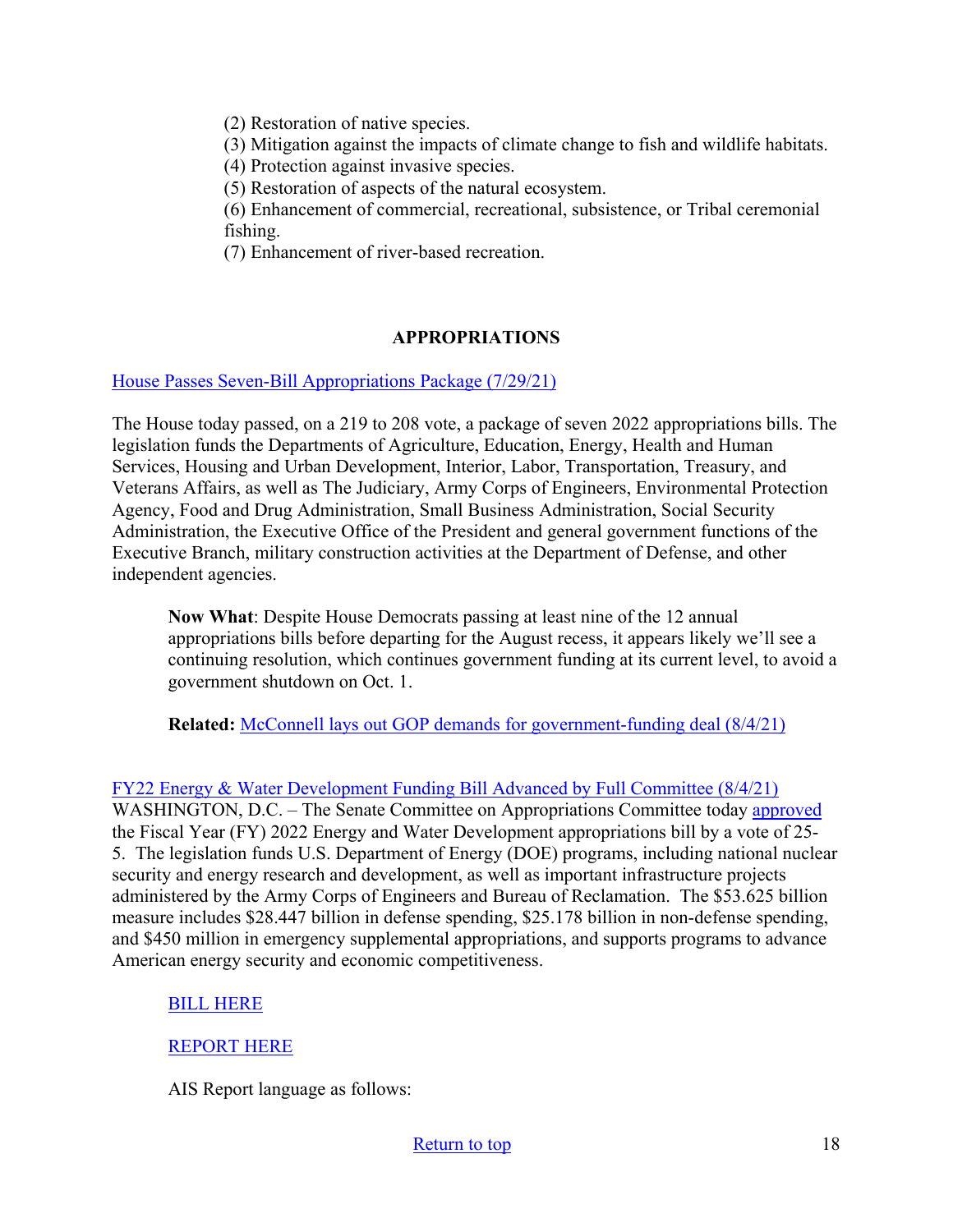(2) Restoration of native species.
(3) Mitigation against the impacts of climate change to fish and wildlife habitats.
(4) Protection against invasive species.
(5) Restoration of aspects of the natural ecosystem.
(6) Enhancement of commercial, recreational, subsistence, or Tribal ceremonial fishing.
(7) Enhancement of river-based recreation.

## APPROPRIATIONS

House Passes Seven-Bill Appropriations Package (7/29/21)

The House today passed, on a 219 to 208 vote, a package of seven 2022 appropriations bills. The legislation funds the Departments of Agriculture, Education, Energy, Health and Human Services, Housing and Urban Development, Interior, Labor, Transportation, Treasury, and Veterans Affairs, as well as The Judiciary, Army Corps of Engineers, Environmental Protection Agency, Food and Drug Administration, Small Business Administration, Social Security Administration, the Executive Office of the President and general government functions of the Executive Branch, military construction activities at the Department of Defense, and other independent agencies.

> **Now What**: Despite House Democrats passing at least nine of the 12 annual appropriations bills before departing for the August recess, it appears likely we'll see a continuing resolution, which continues government funding at its current level, to avoid a government shutdown on Oct. 1.
>
> **Related:** McConnell lays out GOP demands for government-funding deal (8/4/21)

FY22 Energy & Water Development Funding Bill Advanced by Full Committee (8/4/21)
WASHINGTON, D.C. – The Senate Committee on Appropriations Committee today approved the Fiscal Year (FY) 2022 Energy and Water Development appropriations bill by a vote of 25-5. The legislation funds U.S. Department of Energy (DOE) programs, including national nuclear security and energy research and development, as well as important infrastructure projects administered by the Army Corps of Engineers and Bureau of Reclamation. The $53.625 billion measure includes $28.447 billion in defense spending, $25.178 billion in non-defense spending, and $450 million in emergency supplemental appropriations, and supports programs to advance American energy security and economic competitiveness.

> BILL HERE
>
> REPORT HERE
>
> AIS Report language as follows: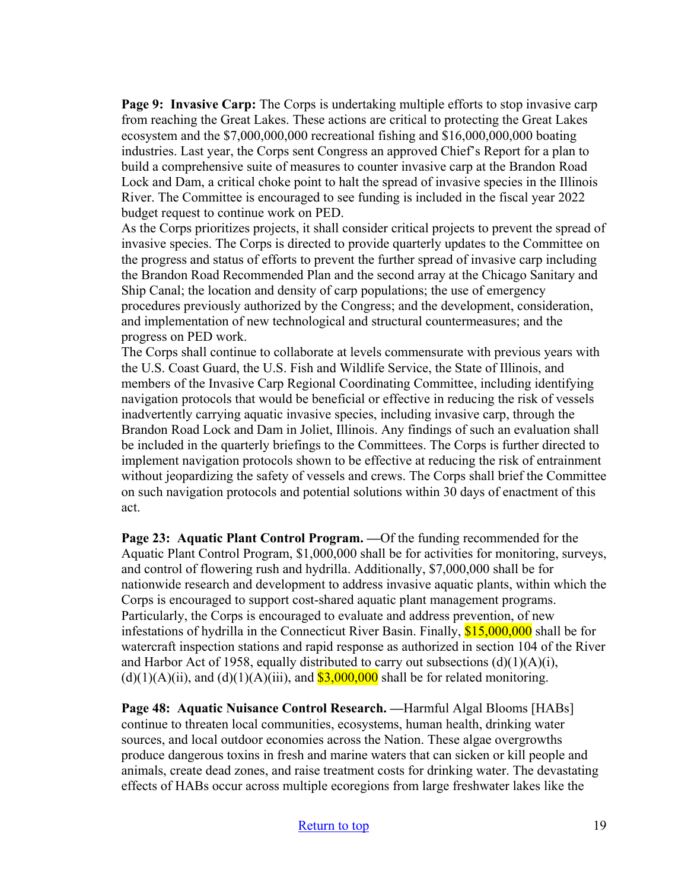**Page 9: Invasive Carp:** The Corps is undertaking multiple efforts to stop invasive carp from reaching the Great Lakes. These actions are critical to protecting the Great Lakes ecosystem and the $7,000,000,000 recreational fishing and $16,000,000,000 boating industries. Last year, the Corps sent Congress an approved Chief's Report for a plan to build a comprehensive suite of measures to counter invasive carp at the Brandon Road Lock and Dam, a critical choke point to halt the spread of invasive species in the Illinois River. The Committee is encouraged to see funding is included in the fiscal year 2022 budget request to continue work on PED.

As the Corps prioritizes projects, it shall consider critical projects to prevent the spread of invasive species. The Corps is directed to provide quarterly updates to the Committee on the progress and status of efforts to prevent the further spread of invasive carp including the Brandon Road Recommended Plan and the second array at the Chicago Sanitary and Ship Canal; the location and density of carp populations; the use of emergency procedures previously authorized by the Congress; and the development, consideration, and implementation of new technological and structural countermeasures; and the progress on PED work.

The Corps shall continue to collaborate at levels commensurate with previous years with the U.S. Coast Guard, the U.S. Fish and Wildlife Service, the State of Illinois, and members of the Invasive Carp Regional Coordinating Committee, including identifying navigation protocols that would be beneficial or effective in reducing the risk of vessels inadvertently carrying aquatic invasive species, including invasive carp, through the Brandon Road Lock and Dam in Joliet, Illinois. Any findings of such an evaluation shall be included in the quarterly briefings to the Committees. The Corps is further directed to implement navigation protocols shown to be effective at reducing the risk of entrainment without jeopardizing the safety of vessels and crews. The Corps shall brief the Committee on such navigation protocols and potential solutions within 30 days of enactment of this act.

**Page 23: Aquatic Plant Control Program. —**Of the funding recommended for the Aquatic Plant Control Program, $1,000,000 shall be for activities for monitoring, surveys, and control of flowering rush and hydrilla. Additionally, $7,000,000 shall be for nationwide research and development to address invasive aquatic plants, within which the Corps is encouraged to support cost-shared aquatic plant management programs. Particularly, the Corps is encouraged to evaluate and address prevention, of new infestations of hydrilla in the Connecticut River Basin. Finally, $15,000,000 shall be for watercraft inspection stations and rapid response as authorized in section 104 of the River and Harbor Act of 1958, equally distributed to carry out subsections (d)(1)(A)(i), (d)(1)(A)(ii), and (d)(1)(A)(iii), and $3,000,000 shall be for related monitoring.

**Page 48: Aquatic Nuisance Control Research. —**Harmful Algal Blooms [HABs] continue to threaten local communities, ecosystems, human health, drinking water sources, and local outdoor economies across the Nation. These algae overgrowths produce dangerous toxins in fresh and marine waters that can sicken or kill people and animals, create dead zones, and raise treatment costs for drinking water. The devastating effects of HABs occur across multiple ecoregions from large freshwater lakes like the

[Return to top](#)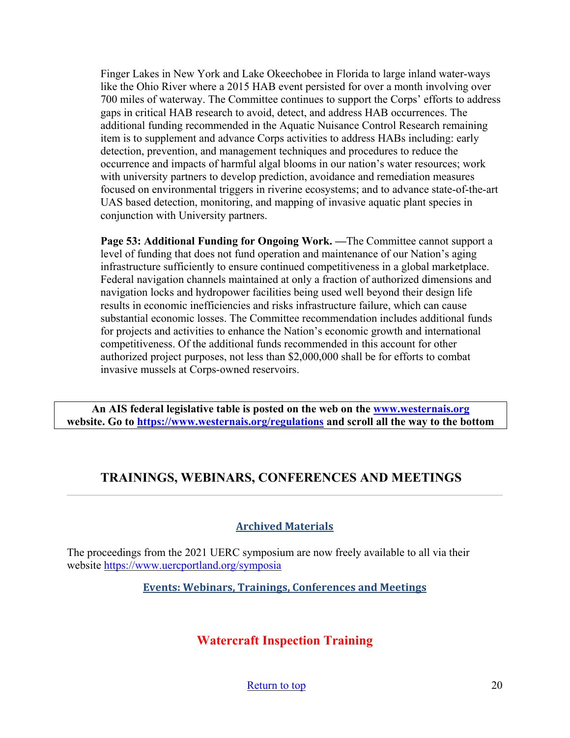Finger Lakes in New York and Lake Okeechobee in Florida to large inland water-ways like the Ohio River where a 2015 HAB event persisted for over a month involving over 700 miles of waterway. The Committee continues to support the Corps' efforts to address gaps in critical HAB research to avoid, detect, and address HAB occurrences. The additional funding recommended in the Aquatic Nuisance Control Research remaining item is to supplement and advance Corps activities to address HABs including: early detection, prevention, and management techniques and procedures to reduce the occurrence and impacts of harmful algal blooms in our nation's water resources; work with university partners to develop prediction, avoidance and remediation measures focused on environmental triggers in riverine ecosystems; and to advance state-of-the-art UAS based detection, monitoring, and mapping of invasive aquatic plant species in conjunction with University partners.

**Page 53: Additional Funding for Ongoing Work. —**The Committee cannot support a level of funding that does not fund operation and maintenance of our Nation's aging infrastructure sufficiently to ensure continued competitiveness in a global marketplace. Federal navigation channels maintained at only a fraction of authorized dimensions and navigation locks and hydropower facilities being used well beyond their design life results in economic inefficiencies and risks infrastructure failure, which can cause substantial economic losses. The Committee recommendation includes additional funds for projects and activities to enhance the Nation's economic growth and international competitiveness. Of the additional funds recommended in this account for other authorized project purposes, not less than $2,000,000 shall be for efforts to combat invasive mussels at Corps-owned reservoirs.

**An AIS federal legislative table is posted on the web on the [www.westernais.org](www.westernais.org) website. Go to [https://www.westernais.org/regulations](https://www.westernais.org/regulations) and scroll all the way to the bottom**

## TRAININGS, WEBINARS, CONFERENCES AND MEETINGS

### Archived Materials

The proceedings from the 2021 UERC symposium are now freely available to all via their website [https://www.uercportland.org/symposia](https://www.uercportland.org/symposia)

### Events: Webinars, Trainings, Conferences and Meetings

## Watercraft Inspection Training

Return to top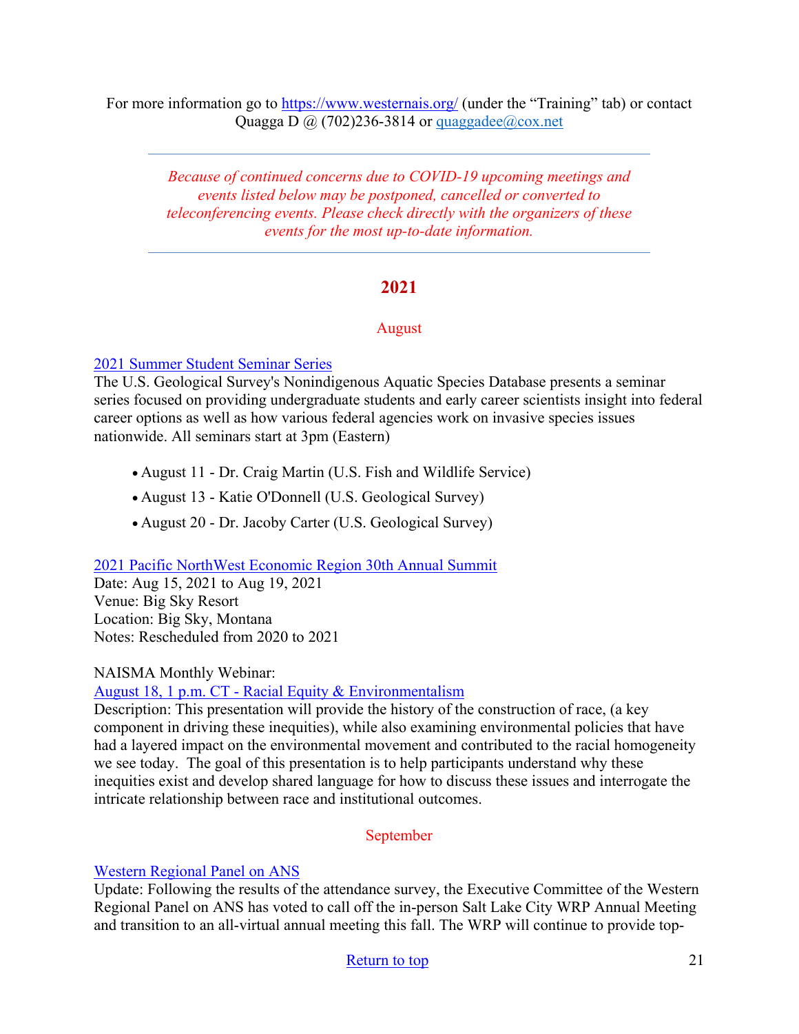For more information go to https://www.westernais.org/ (under the "Training" tab) or contact Quagga D @ (702)236-3814 or quaggadee@cox.net

---

*Because of continued concerns due to COVID-19 upcoming meetings and events listed below may be postponed, cancelled or converted to teleconferencing events. Please check directly with the organizers of these events for the most up-to-date information.*

---

## 2021

### August

[2021 Summer Student Seminar Series](#)
The U.S. Geological Survey's Nonindigenous Aquatic Species Database presents a seminar series focused on providing undergraduate students and early career scientists insight into federal career options as well as how various federal agencies work on invasive species issues nationwide. All seminars start at 3pm (Eastern)

- August 11 - Dr. Craig Martin (U.S. Fish and Wildlife Service)
- August 13 - Katie O'Donnell (U.S. Geological Survey)
- August 20 - Dr. Jacoby Carter (U.S. Geological Survey)

[2021 Pacific NorthWest Economic Region 30th Annual Summit](#)
Date: Aug 15, 2021 to Aug 19, 2021
Venue: Big Sky Resort
Location: Big Sky, Montana
Notes: Rescheduled from 2020 to 2021

NAISMA Monthly Webinar:
[August 18, 1 p.m. CT - Racial Equity & Environmentalism](#)
Description: This presentation will provide the history of the construction of race, (a key component in driving these inequities), while also examining environmental policies that have had a layered impact on the environmental movement and contributed to the racial homogeneity we see today. The goal of this presentation is to help participants understand why these inequities exist and develop shared language for how to discuss these issues and interrogate the intricate relationship between race and institutional outcomes.

### September

[Western Regional Panel on ANS](#)
Update: Following the results of the attendance survey, the Executive Committee of the Western Regional Panel on ANS has voted to call off the in-person Salt Lake City WRP Annual Meeting and transition to an all-virtual annual meeting this fall. The WRP will continue to provide top-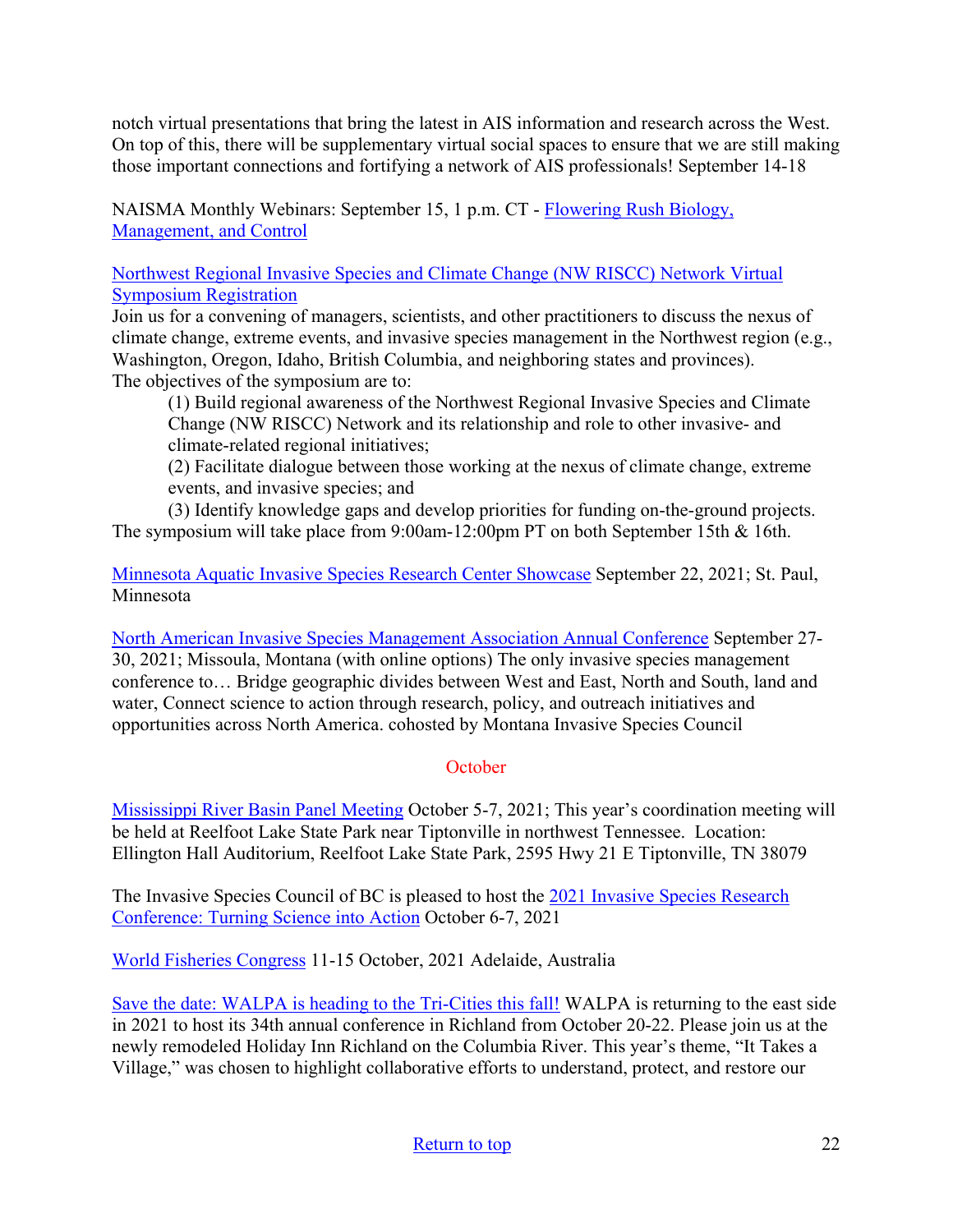notch virtual presentations that bring the latest in AIS information and research across the West. On top of this, there will be supplementary virtual social spaces to ensure that we are still making those important connections and fortifying a network of AIS professionals! September 14-18

NAISMA Monthly Webinars: September 15, 1 p.m. CT - [Flowering Rush Biology, Management, and Control]

[Northwest Regional Invasive Species and Climate Change (NW RISCC) Network Virtual Symposium Registration]
Join us for a convening of managers, scientists, and other practitioners to discuss the nexus of climate change, extreme events, and invasive species management in the Northwest region (e.g., Washington, Oregon, Idaho, British Columbia, and neighboring states and provinces).
The objectives of the symposium are to:

> (1) Build regional awareness of the Northwest Regional Invasive Species and Climate Change (NW RISCC) Network and its relationship and role to other invasive- and climate-related regional initiatives;
> (2) Facilitate dialogue between those working at the nexus of climate change, extreme events, and invasive species; and
> (3) Identify knowledge gaps and develop priorities for funding on-the-ground projects.

The symposium will take place from 9:00am-12:00pm PT on both September 15th & 16th.

[Minnesota Aquatic Invasive Species Research Center Showcase] September 22, 2021; St. Paul, Minnesota

[North American Invasive Species Management Association Annual Conference] September 27-30, 2021; Missoula, Montana (with online options) The only invasive species management conference to… Bridge geographic divides between West and East, North and South, land and water, Connect science to action through research, policy, and outreach initiatives and opportunities across North America. cohosted by Montana Invasive Species Council

## October

[Mississippi River Basin Panel Meeting] October 5-7, 2021; This year's coordination meeting will be held at Reelfoot Lake State Park near Tiptonville in northwest Tennessee. Location: Ellington Hall Auditorium, Reelfoot Lake State Park, 2595 Hwy 21 E Tiptonville, TN 38079

The Invasive Species Council of BC is pleased to host the [2021 Invasive Species Research Conference: Turning Science into Action] October 6-7, 2021

[World Fisheries Congress] 11-15 October, 2021 Adelaide, Australia

[Save the date: WALPA is heading to the Tri-Cities this fall!] WALPA is returning to the east side in 2021 to host its 34th annual conference in Richland from October 20-22. Please join us at the newly remodeled Holiday Inn Richland on the Columbia River. This year's theme, "It Takes a Village," was chosen to highlight collaborative efforts to understand, protect, and restore our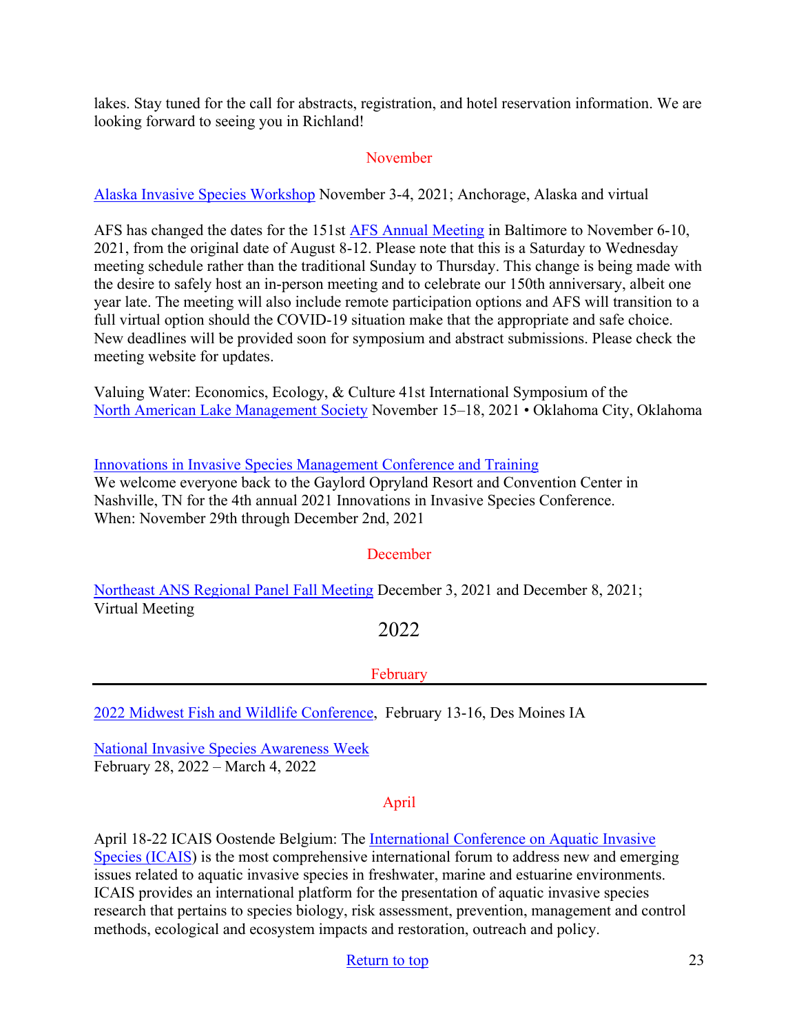lakes. Stay tuned for the call for abstracts, registration, and hotel reservation information. We are looking forward to seeing you in Richland!

### November

Alaska Invasive Species Workshop November 3-4, 2021; Anchorage, Alaska and virtual

AFS has changed the dates for the 151st AFS Annual Meeting in Baltimore to November 6-10, 2021, from the original date of August 8-12. Please note that this is a Saturday to Wednesday meeting schedule rather than the traditional Sunday to Thursday. This change is being made with the desire to safely host an in-person meeting and to celebrate our 150th anniversary, albeit one year late. The meeting will also include remote participation options and AFS will transition to a full virtual option should the COVID-19 situation make that the appropriate and safe choice. New deadlines will be provided soon for symposium and abstract submissions. Please check the meeting website for updates.

Valuing Water: Economics, Ecology, & Culture 41st International Symposium of the North American Lake Management Society November 15–18, 2021 • Oklahoma City, Oklahoma

Innovations in Invasive Species Management Conference and Training
We welcome everyone back to the Gaylord Opryland Resort and Convention Center in Nashville, TN for the 4th annual 2021 Innovations in Invasive Species Conference.
When: November 29th through December 2nd, 2021

### December

Northeast ANS Regional Panel Fall Meeting December 3, 2021 and December 8, 2021; Virtual Meeting

## 2022

### February

2022 Midwest Fish and Wildlife Conference, February 13-16, Des Moines IA

National Invasive Species Awareness Week
February 28, 2022 – March 4, 2022

### April

April 18-22 ICAIS Oostende Belgium: The International Conference on Aquatic Invasive Species (ICAIS) is the most comprehensive international forum to address new and emerging issues related to aquatic invasive species in freshwater, marine and estuarine environments. ICAIS provides an international platform for the presentation of aquatic invasive species research that pertains to species biology, risk assessment, prevention, management and control methods, ecological and ecosystem impacts and restoration, outreach and policy.

Return to top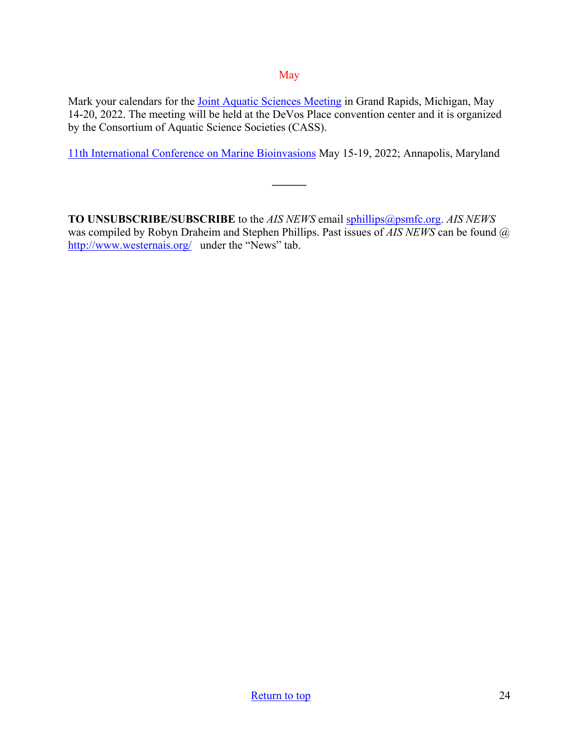## May

Mark your calendars for the Joint Aquatic Sciences Meeting in Grand Rapids, Michigan, May 14-20, 2022. The meeting will be held at the DeVos Place convention center and it is organized by the Consortium of Aquatic Science Societies (CASS).

11th International Conference on Marine Bioinvasions May 15-19, 2022; Annapolis, Maryland

---

**TO UNSUBSCRIBE/SUBSCRIBE** to the *AIS NEWS* email sphillips@psmfc.org. *AIS NEWS* was compiled by Robyn Draheim and Stephen Phillips. Past issues of *AIS NEWS* can be found @ http://www.westernais.org/ under the "News" tab.

Return to top